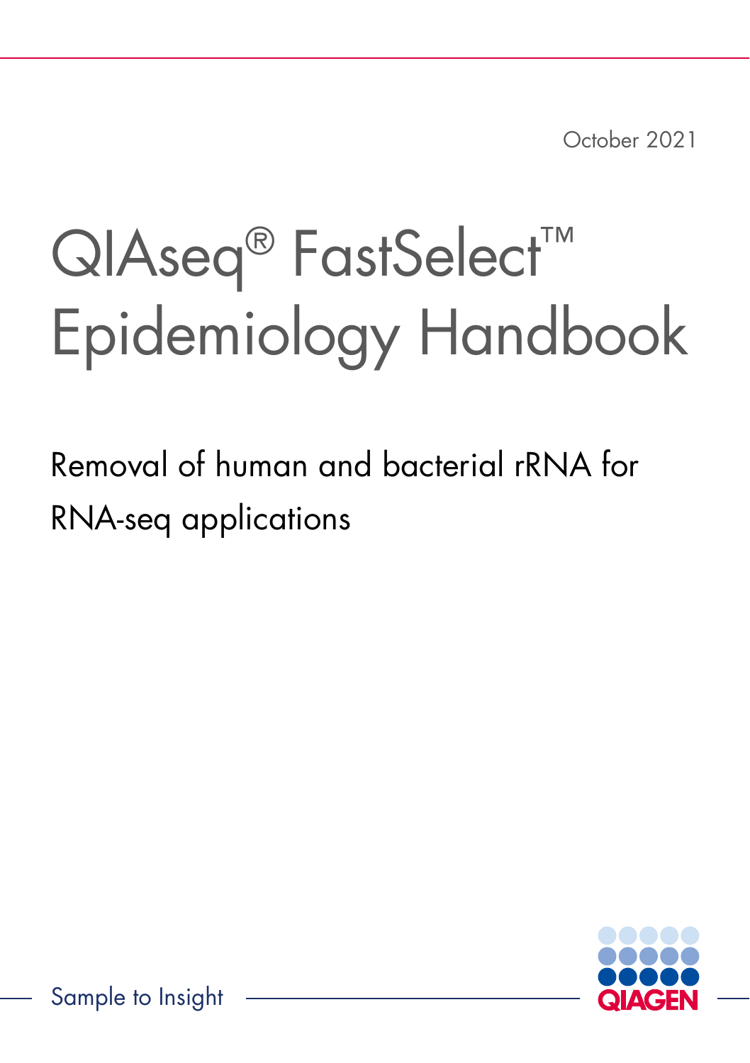October 2021

# QIAseq® FastSelect™ Epidemiology Handbook

Removal of human and bacterial rRNA for RNA-seq applications

Sample to Insight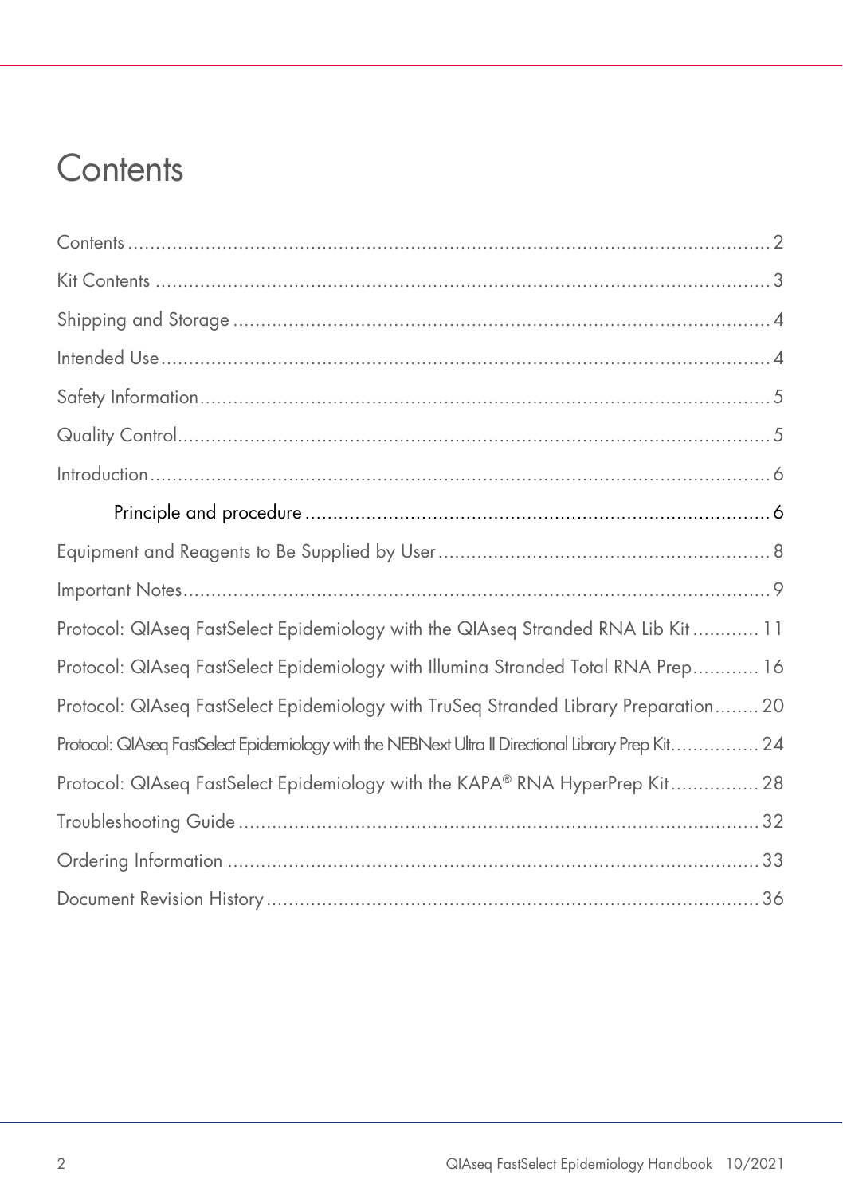# Contents

Contents ........................................................................................................ 2

Kit Contents .................................................................................................... 3

Shipping and Storage ...................................................................................... 4

Intended Use .................................................................................................. 4

Safety Information ........................................................................................... 5

Quality Control ................................................................................................ 5

Introduction .................................................................................................... 6

  Principle and procedure ............................................................................... 6

Equipment and Reagents to Be Supplied by User ............................................. 8

Important Notes ............................................................................................... 9

Protocol: QIAseq FastSelect Epidemiology with the QIAseq Stranded RNA Lib Kit ............ 11

Protocol: QIAseq FastSelect Epidemiology with Illumina Stranded Total RNA Prep ............ 16

Protocol: QIAseq FastSelect Epidemiology with TruSeq Stranded Library Preparation ........ 20

Protocol: QIAseq FastSelect Epidemiology with the NEBNext Ultra II Directional Library Prep Kit ................ 24

Protocol: QIAseq FastSelect Epidemiology with the KAPA® RNA HyperPrep Kit ................ 28

Troubleshooting Guide .................................................................................. 32

Ordering Information ..................................................................................... 33

Document Revision History ............................................................................. 36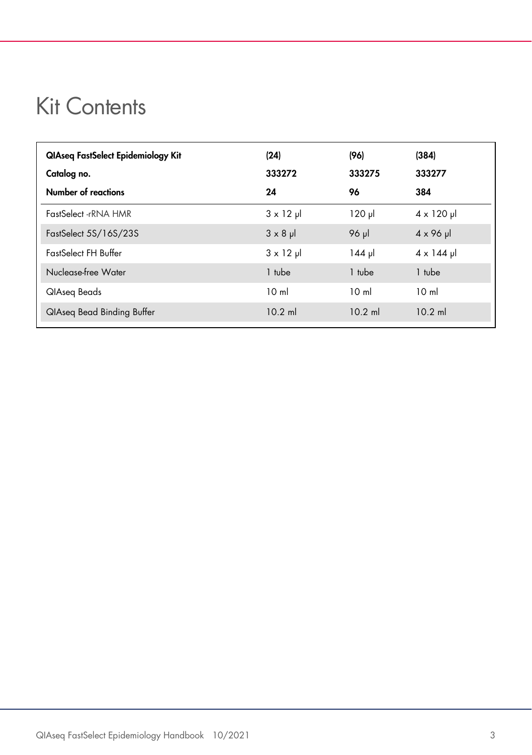# Kit Contents

| QIAseq FastSelect Epidemiology Kit | (24) | (96) | (384) |
|---|---|---|---|
| **Catalog no.** | **333272** | **333275** | **333277** |
| **Number of reactions** | **24** | **96** | **384** |
| FastSelect -rRNA HMR | 3 x 12 µl | 120 µl | 4 x 120 µl |
| FastSelect 5S/16S/23S | 3 x 8 µl | 96 µl | 4 x 96 µl |
| FastSelect FH Buffer | 3 x 12 µl | 144 µl | 4 x 144 µl |
| Nuclease-free Water | 1 tube | 1 tube | 1 tube |
| QIAseq Beads | 10 ml | 10 ml | 10 ml |
| QIAseq Bead Binding Buffer | 10.2 ml | 10.2 ml | 10.2 ml |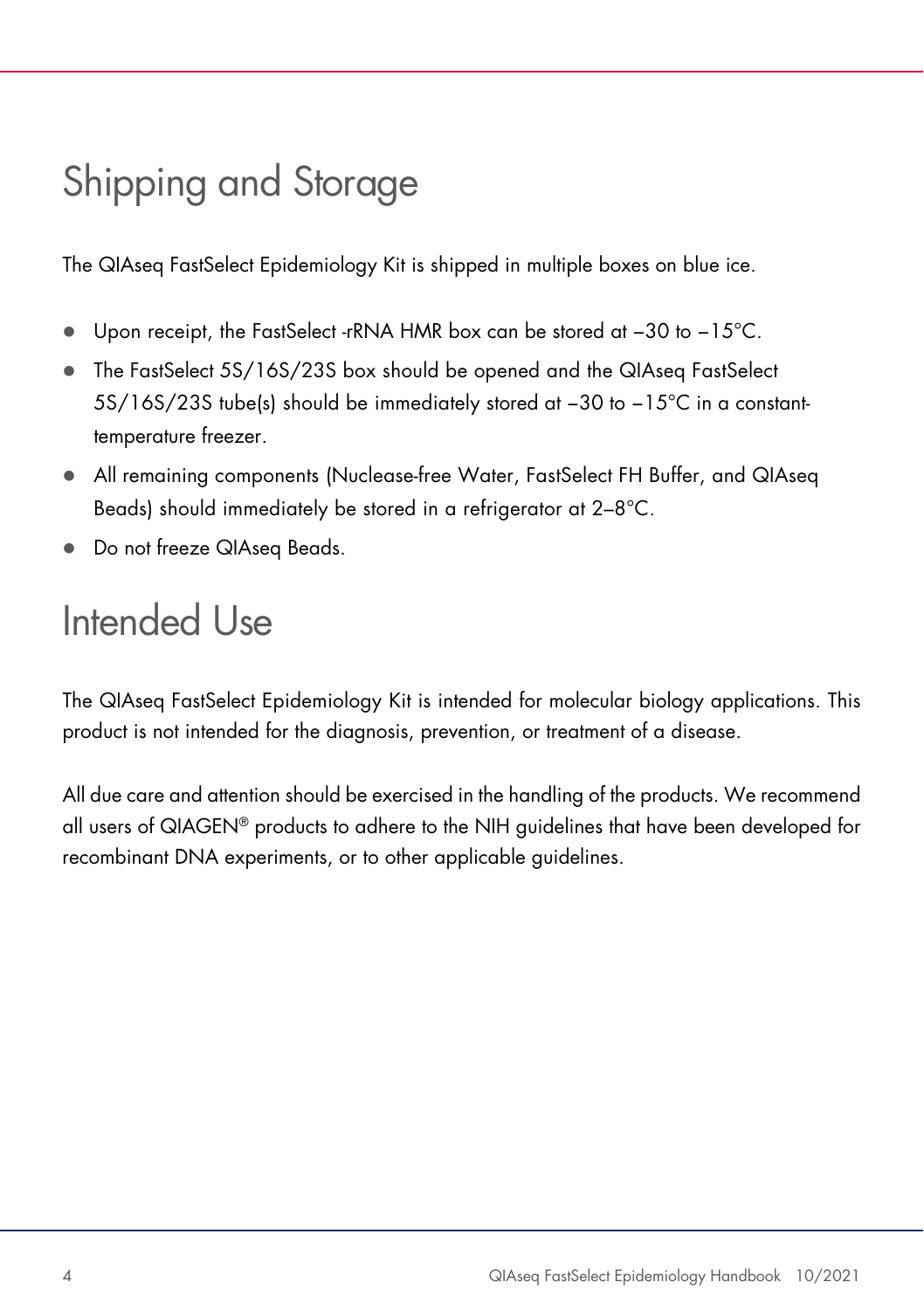# Shipping and Storage

The QIAseq FastSelect Epidemiology Kit is shipped in multiple boxes on blue ice.

- Upon receipt, the FastSelect -rRNA HMR box can be stored at −30 to −15°C.
- The FastSelect 5S/16S/23S box should be opened and the QIAseq FastSelect 5S/16S/23S tube(s) should be immediately stored at −30 to −15°C in a constant-temperature freezer.
- All remaining components (Nuclease-free Water, FastSelect FH Buffer, and QIAseq Beads) should immediately be stored in a refrigerator at 2–8°C.
- Do not freeze QIAseq Beads.

# Intended Use

The QIAseq FastSelect Epidemiology Kit is intended for molecular biology applications. This product is not intended for the diagnosis, prevention, or treatment of a disease.

All due care and attention should be exercised in the handling of the products. We recommend all users of QIAGEN® products to adhere to the NIH guidelines that have been developed for recombinant DNA experiments, or to other applicable guidelines.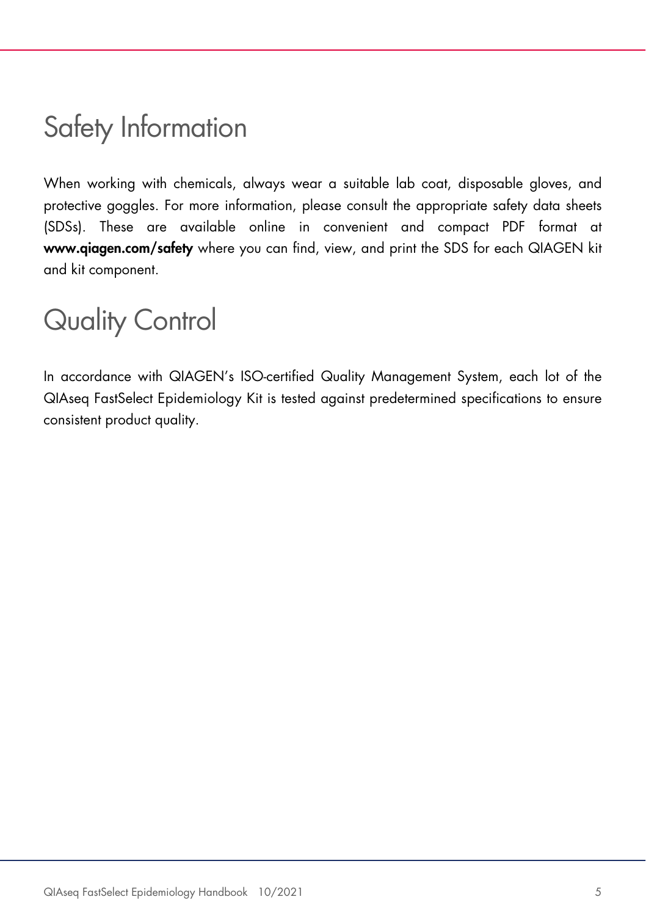# Safety Information

When working with chemicals, always wear a suitable lab coat, disposable gloves, and protective goggles. For more information, please consult the appropriate safety data sheets (SDSs). These are available online in convenient and compact PDF format at **www.qiagen.com/safety** where you can find, view, and print the SDS for each QIAGEN kit and kit component.

# Quality Control

In accordance with QIAGEN's ISO-certified Quality Management System, each lot of the QIAseq FastSelect Epidemiology Kit is tested against predetermined specifications to ensure consistent product quality.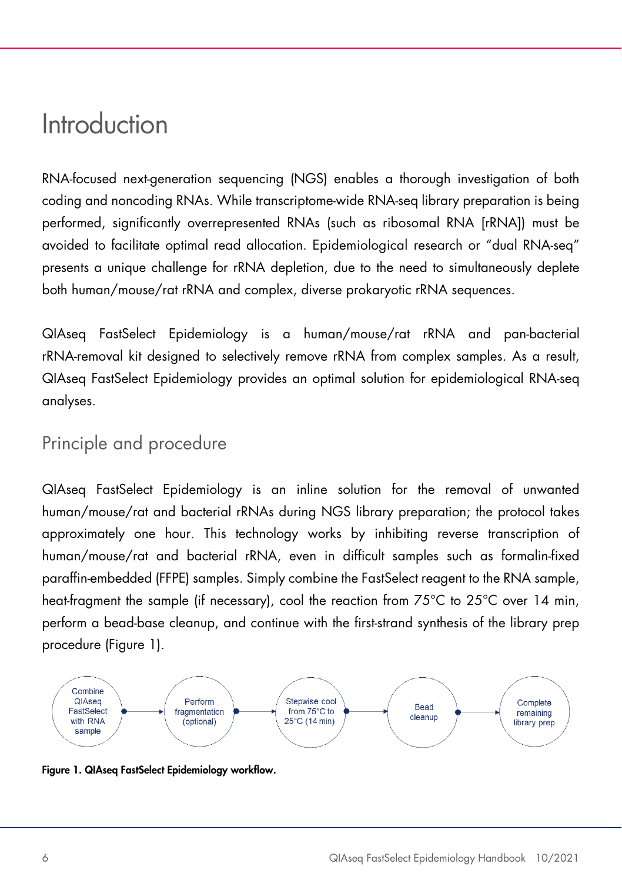# Introduction

RNA-focused next-generation sequencing (NGS) enables a thorough investigation of both coding and noncoding RNAs. While transcriptome-wide RNA-seq library preparation is being performed, significantly overrepresented RNAs (such as ribosomal RNA [rRNA]) must be avoided to facilitate optimal read allocation. Epidemiological research or "dual RNA-seq" presents a unique challenge for rRNA depletion, due to the need to simultaneously deplete both human/mouse/rat rRNA and complex, diverse prokaryotic rRNA sequences.

QIAseq FastSelect Epidemiology is a human/mouse/rat rRNA and pan-bacterial rRNA-removal kit designed to selectively remove rRNA from complex samples. As a result, QIAseq FastSelect Epidemiology provides an optimal solution for epidemiological RNA-seq analyses.

## Principle and procedure

QIAseq FastSelect Epidemiology is an inline solution for the removal of unwanted human/mouse/rat and bacterial rRNAs during NGS library preparation; the protocol takes approximately one hour. This technology works by inhibiting reverse transcription of human/mouse/rat and bacterial rRNA, even in difficult samples such as formalin-fixed paraffin-embedded (FFPE) samples. Simply combine the FastSelect reagent to the RNA sample, heat-fragment the sample (if necessary), cool the reaction from 75°C to 25°C over 14 min, perform a bead-base cleanup, and continue with the first-strand synthesis of the library prep procedure (Figure 1).

Combine QIAseq FastSelect with RNA sample → Perform fragmentation (optional) → Stepwise cool from 75°C to 25°C (14 min) → Bead cleanup → Complete remaining library prep

**Figure 1. QIAseq FastSelect Epidemiology workflow.**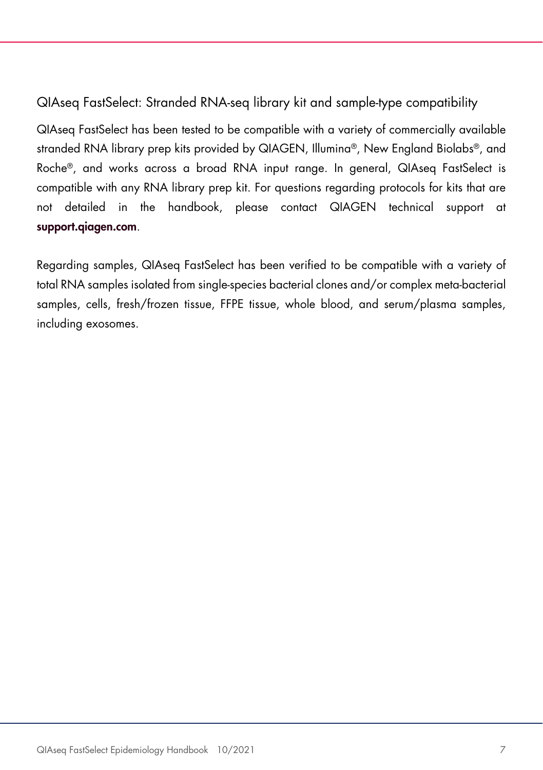### QIAseq FastSelect: Stranded RNA-seq library kit and sample-type compatibility

QIAseq FastSelect has been tested to be compatible with a variety of commercially available stranded RNA library prep kits provided by QIAGEN, Illumina®, New England Biolabs®, and Roche®, and works across a broad RNA input range. In general, QIAseq FastSelect is compatible with any RNA library prep kit. For questions regarding protocols for kits that are not detailed in the handbook, please contact QIAGEN technical support at **support.qiagen.com**.

Regarding samples, QIAseq FastSelect has been verified to be compatible with a variety of total RNA samples isolated from single-species bacterial clones and/or complex meta-bacterial samples, cells, fresh/frozen tissue, FFPE tissue, whole blood, and serum/plasma samples, including exosomes.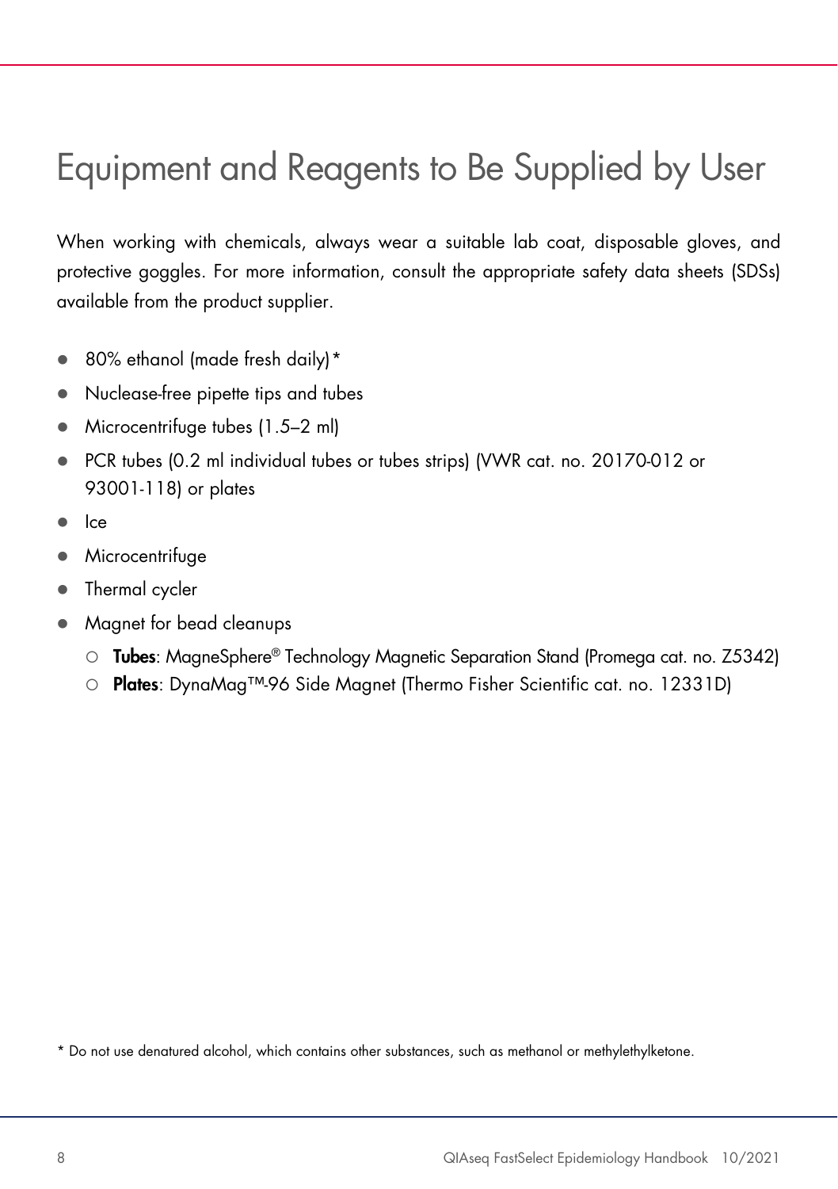# Equipment and Reagents to Be Supplied by User

When working with chemicals, always wear a suitable lab coat, disposable gloves, and protective goggles. For more information, consult the appropriate safety data sheets (SDSs) available from the product supplier.

- 80% ethanol (made fresh daily)*
- Nuclease-free pipette tips and tubes
- Microcentrifuge tubes (1.5–2 ml)
- PCR tubes (0.2 ml individual tubes or tubes strips) (VWR cat. no. 20170-012 or 93001-118) or plates
- Ice
- Microcentrifuge
- Thermal cycler
- Magnet for bead cleanups
  - **Tubes**: MagneSphere® Technology Magnetic Separation Stand (Promega cat. no. Z5342)
  - **Plates**: DynaMag™-96 Side Magnet (Thermo Fisher Scientific cat. no. 12331D)

* Do not use denatured alcohol, which contains other substances, such as methanol or methylethylketone.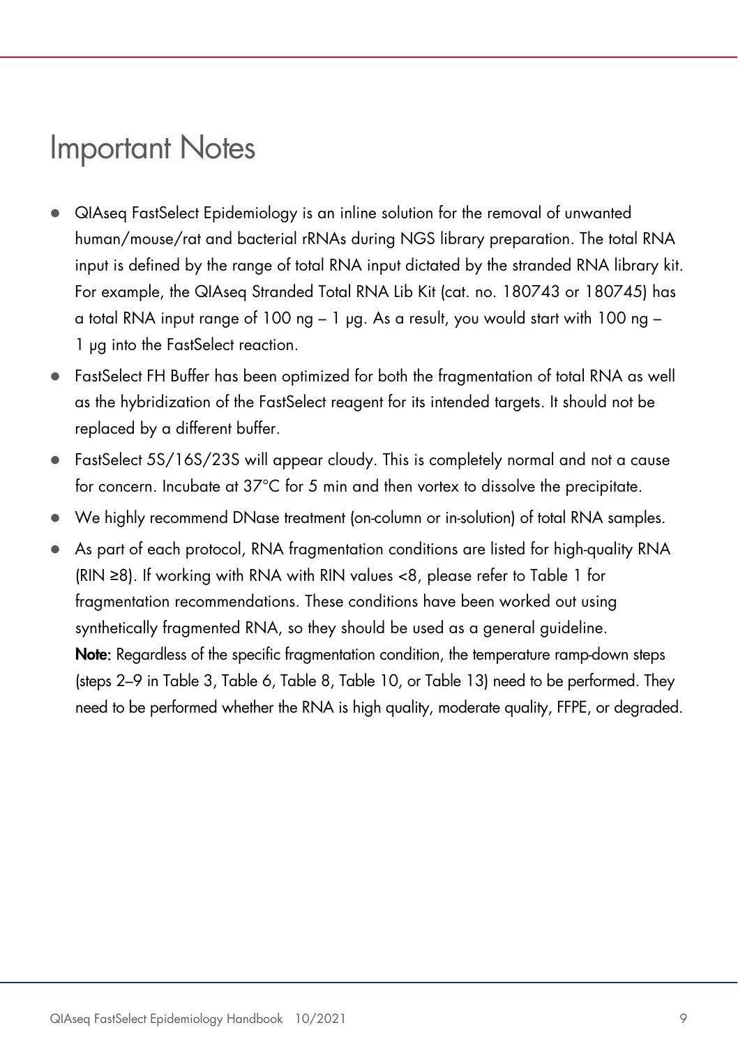# Important Notes

- QIAseq FastSelect Epidemiology is an inline solution for the removal of unwanted human/mouse/rat and bacterial rRNAs during NGS library preparation. The total RNA input is defined by the range of total RNA input dictated by the stranded RNA library kit. For example, the QIAseq Stranded Total RNA Lib Kit (cat. no. 180743 or 180745) has a total RNA input range of 100 ng – 1 µg. As a result, you would start with 100 ng – 1 µg into the FastSelect reaction.
- FastSelect FH Buffer has been optimized for both the fragmentation of total RNA as well as the hybridization of the FastSelect reagent for its intended targets. It should not be replaced by a different buffer.
- FastSelect 5S/16S/23S will appear cloudy. This is completely normal and not a cause for concern. Incubate at 37°C for 5 min and then vortex to dissolve the precipitate.
- We highly recommend DNase treatment (on-column or in-solution) of total RNA samples.
- As part of each protocol, RNA fragmentation conditions are listed for high-quality RNA (RIN ≥8). If working with RNA with RIN values <8, please refer to Table 1 for fragmentation recommendations. These conditions have been worked out using synthetically fragmented RNA, so they should be used as a general guideline.

  **Note**: Regardless of the specific fragmentation condition, the temperature ramp-down steps (steps 2–9 in Table 3, Table 6, Table 8, Table 10, or Table 13) need to be performed. They need to be performed whether the RNA is high quality, moderate quality, FFPE, or degraded.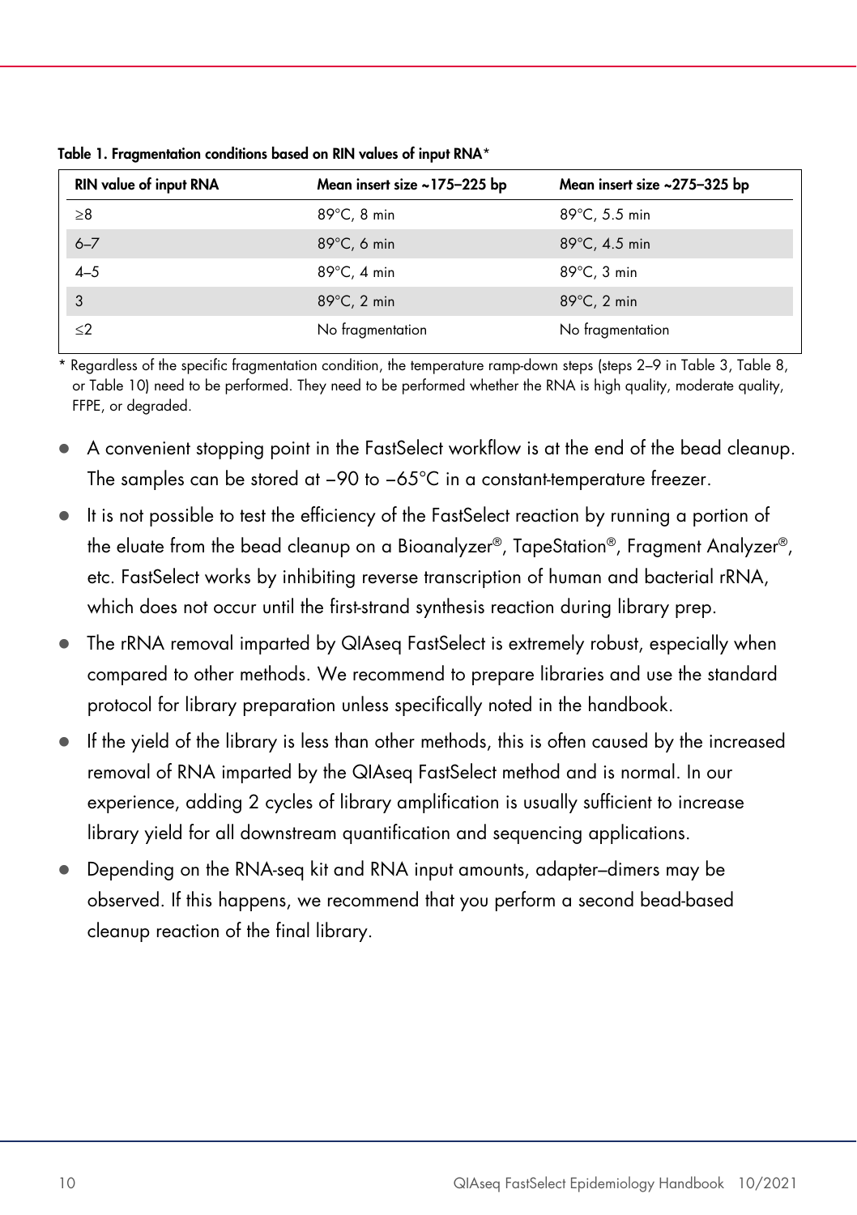**Table 1. Fragmentation conditions based on RIN values of input RNA***

| RIN value of input RNA | Mean insert size ~175–225 bp | Mean insert size ~275–325 bp |
|---|---|---|
| ≥8 | 89°C, 8 min | 89°C, 5.5 min |
| 6–7 | 89°C, 6 min | 89°C, 4.5 min |
| 4–5 | 89°C, 4 min | 89°C, 3 min |
| 3 | 89°C, 2 min | 89°C, 2 min |
| ≤2 | No fragmentation | No fragmentation |

\* Regardless of the specific fragmentation condition, the temperature ramp-down steps (steps 2–9 in Table 3, Table 8, or Table 10) need to be performed. They need to be performed whether the RNA is high quality, moderate quality, FFPE, or degraded.

- A convenient stopping point in the FastSelect workflow is at the end of the bead cleanup. The samples can be stored at –90 to –65°C in a constant-temperature freezer.
- It is not possible to test the efficiency of the FastSelect reaction by running a portion of the eluate from the bead cleanup on a Bioanalyzer®, TapeStation®, Fragment Analyzer®, etc. FastSelect works by inhibiting reverse transcription of human and bacterial rRNA, which does not occur until the first-strand synthesis reaction during library prep.
- The rRNA removal imparted by QIAseq FastSelect is extremely robust, especially when compared to other methods. We recommend to prepare libraries and use the standard protocol for library preparation unless specifically noted in the handbook.
- If the yield of the library is less than other methods, this is often caused by the increased removal of RNA imparted by the QIAseq FastSelect method and is normal. In our experience, adding 2 cycles of library amplification is usually sufficient to increase library yield for all downstream quantification and sequencing applications.
- Depending on the RNA-seq kit and RNA input amounts, adapter–dimers may be observed. If this happens, we recommend that you perform a second bead-based cleanup reaction of the final library.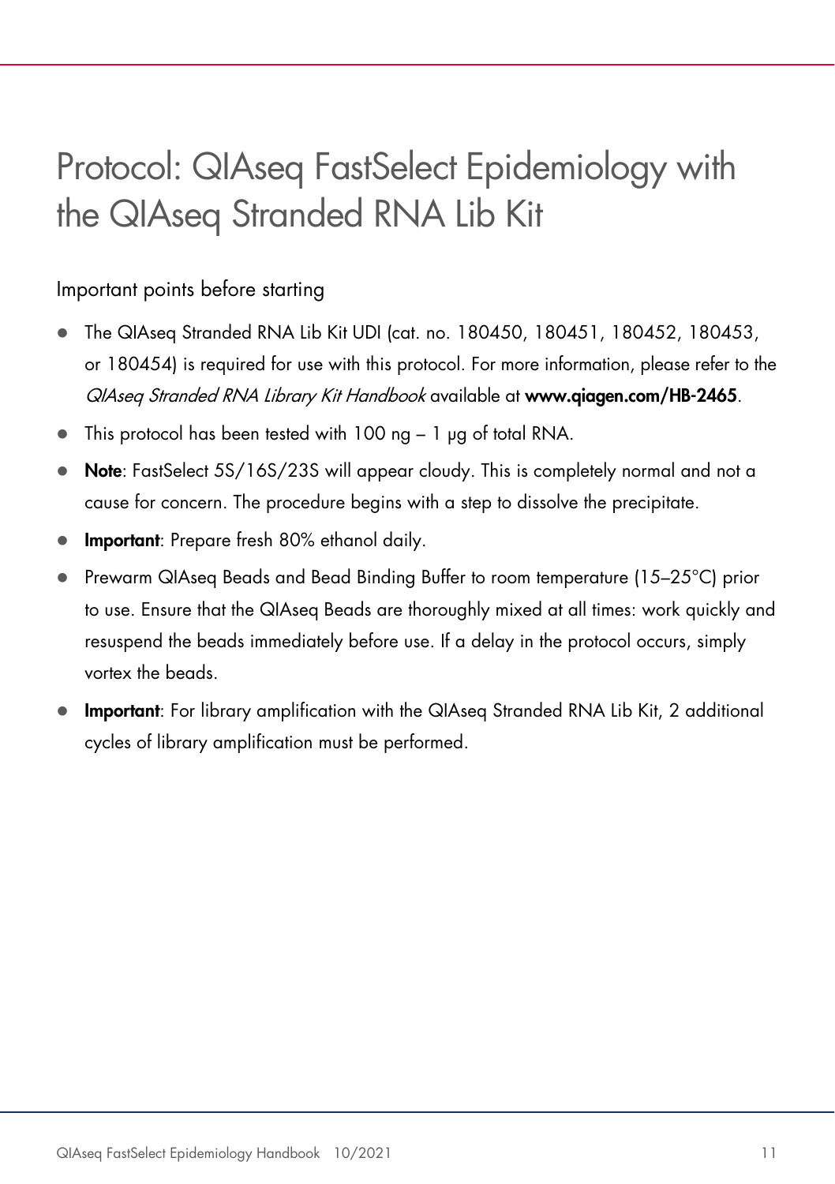# Protocol: QIAseq FastSelect Epidemiology with the QIAseq Stranded RNA Lib Kit

## Important points before starting

- The QIAseq Stranded RNA Lib Kit UDI (cat. no. 180450, 180451, 180452, 180453, or 180454) is required for use with this protocol. For more information, please refer to the *QIAseq Stranded RNA Library Kit Handbook* available at **www.qiagen.com/HB-2465**.
- This protocol has been tested with 100 ng – 1 µg of total RNA.
- **Note**: FastSelect 5S/16S/23S will appear cloudy. This is completely normal and not a cause for concern. The procedure begins with a step to dissolve the precipitate.
- **Important**: Prepare fresh 80% ethanol daily.
- Prewarm QIAseq Beads and Bead Binding Buffer to room temperature (15–25°C) prior to use. Ensure that the QIAseq Beads are thoroughly mixed at all times: work quickly and resuspend the beads immediately before use. If a delay in the protocol occurs, simply vortex the beads.
- **Important**: For library amplification with the QIAseq Stranded RNA Lib Kit, 2 additional cycles of library amplification must be performed.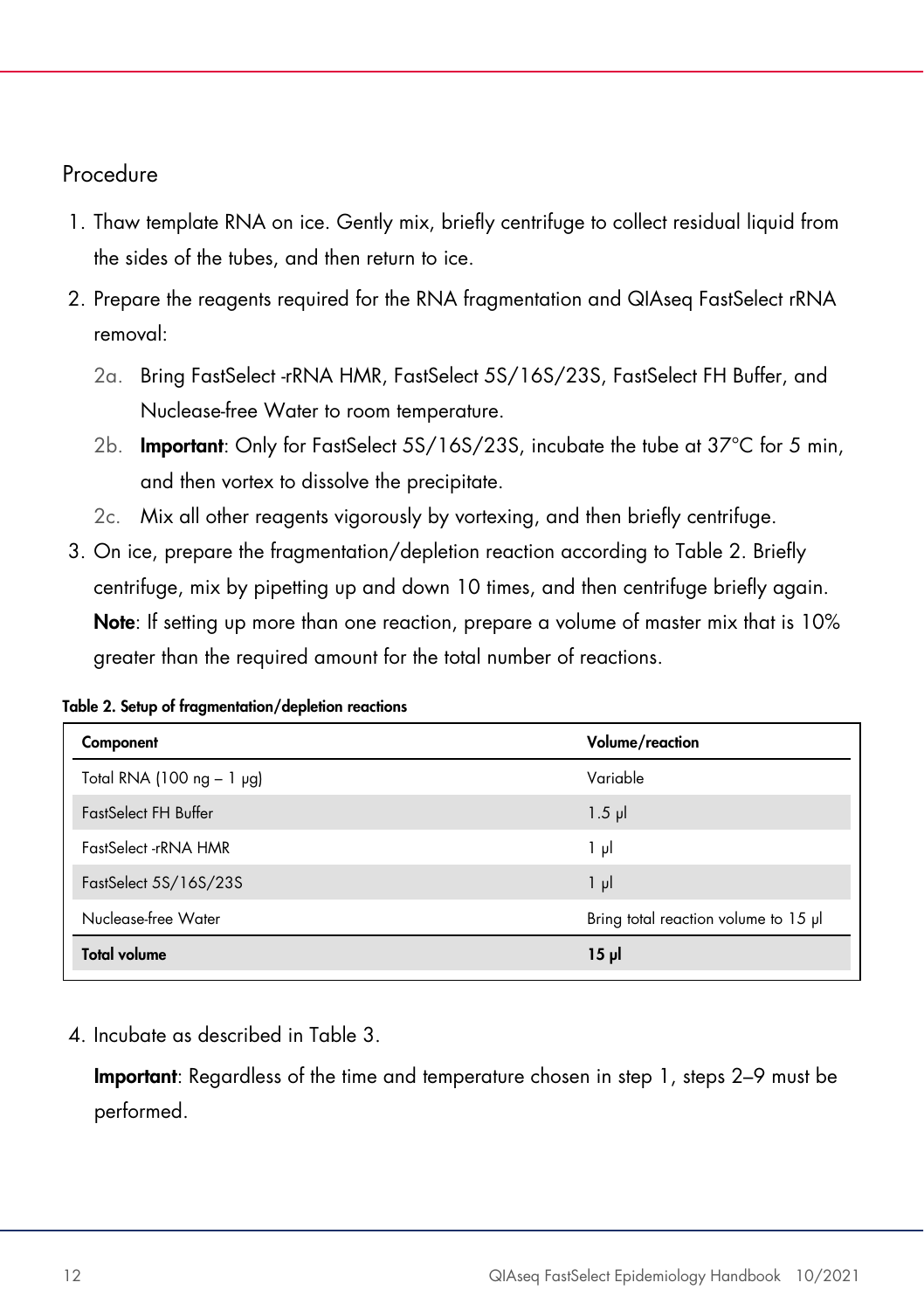## Procedure

1. Thaw template RNA on ice. Gently mix, briefly centrifuge to collect residual liquid from the sides of the tubes, and then return to ice.
2. Prepare the reagents required for the RNA fragmentation and QIAseq FastSelect rRNA removal:
   - 2a. Bring FastSelect -rRNA HMR, FastSelect 5S/16S/23S, FastSelect FH Buffer, and Nuclease-free Water to room temperature.
   - 2b. **Important**: Only for FastSelect 5S/16S/23S, incubate the tube at 37°C for 5 min, and then vortex to dissolve the precipitate.
   - 2c. Mix all other reagents vigorously by vortexing, and then briefly centrifuge.
3. On ice, prepare the fragmentation/depletion reaction according to Table 2. Briefly centrifuge, mix by pipetting up and down 10 times, and then centrifuge briefly again.

   **Note**: If setting up more than one reaction, prepare a volume of master mix that is 10% greater than the required amount for the total number of reactions.

**Table 2. Setup of fragmentation/depletion reactions**

| Component | Volume/reaction |
|---|---|
| Total RNA (100 ng – 1 µg) | Variable |
| FastSelect FH Buffer | 1.5 µl |
| FastSelect -rRNA HMR | 1 µl |
| FastSelect 5S/16S/23S | 1 µl |
| Nuclease-free Water | Bring total reaction volume to 15 µl |
| **Total volume** | **15 µl** |

4. Incubate as described in Table 3.

   **Important**: Regardless of the time and temperature chosen in step 1, steps 2–9 must be performed.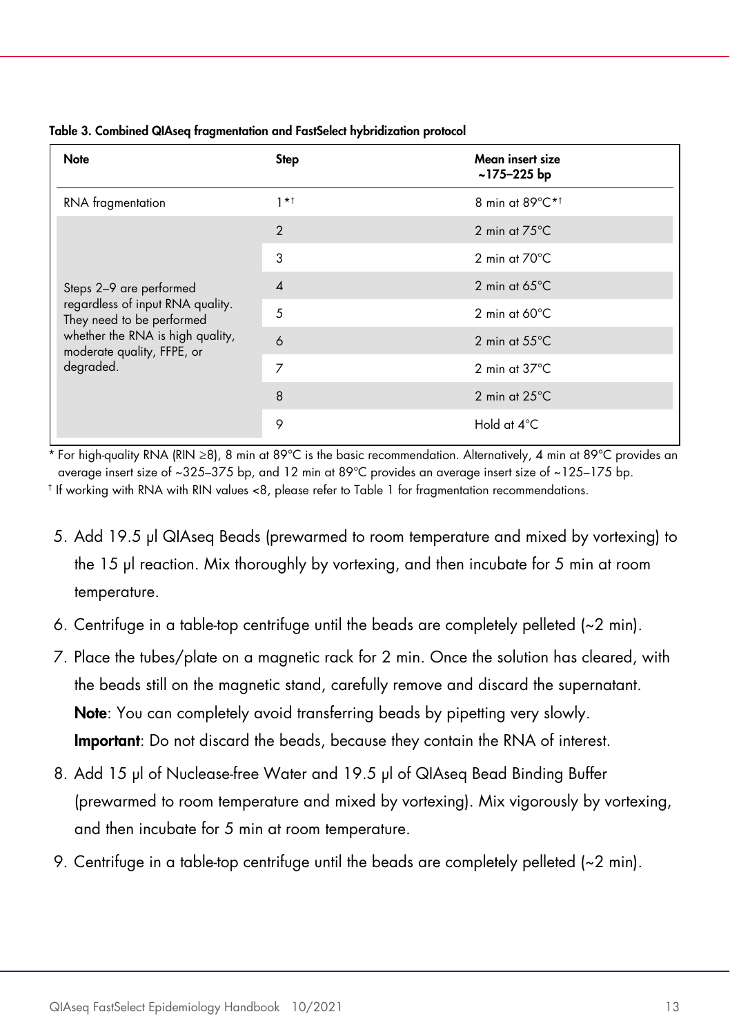**Table 3. Combined QIAseq fragmentation and FastSelect hybridization protocol**

| Note | Step | Mean insert size ~175–225 bp |
|---|---|---|
| RNA fragmentation | 1*† | 8 min at 89°C*† |
| Steps 2–9 are performed regardless of input RNA quality. They need to be performed whether the RNA is high quality, moderate quality, FFPE, or degraded. | 2 | 2 min at 75°C |
| | 3 | 2 min at 70°C |
| | 4 | 2 min at 65°C |
| | 5 | 2 min at 60°C |
| | 6 | 2 min at 55°C |
| | 7 | 2 min at 37°C |
| | 8 | 2 min at 25°C |
| | 9 | Hold at 4°C |

\* For high-quality RNA (RIN ≥8), 8 min at 89°C is the basic recommendation. Alternatively, 4 min at 89°C provides an average insert size of ~325–375 bp, and 12 min at 89°C provides an average insert size of ~125–175 bp.

† If working with RNA with RIN values <8, please refer to Table 1 for fragmentation recommendations.

5. Add 19.5 µl QIAseq Beads (prewarmed to room temperature and mixed by vortexing) to the 15 µl reaction. Mix thoroughly by vortexing, and then incubate for 5 min at room temperature.
6. Centrifuge in a table-top centrifuge until the beads are completely pelleted (~2 min).
7. Place the tubes/plate on a magnetic rack for 2 min. Once the solution has cleared, with the beads still on the magnetic stand, carefully remove and discard the supernatant.
   **Note**: You can completely avoid transferring beads by pipetting very slowly.
   **Important**: Do not discard the beads, because they contain the RNA of interest.
8. Add 15 µl of Nuclease-free Water and 19.5 µl of QIAseq Bead Binding Buffer (prewarmed to room temperature and mixed by vortexing). Mix vigorously by vortexing, and then incubate for 5 min at room temperature.
9. Centrifuge in a table-top centrifuge until the beads are completely pelleted (~2 min).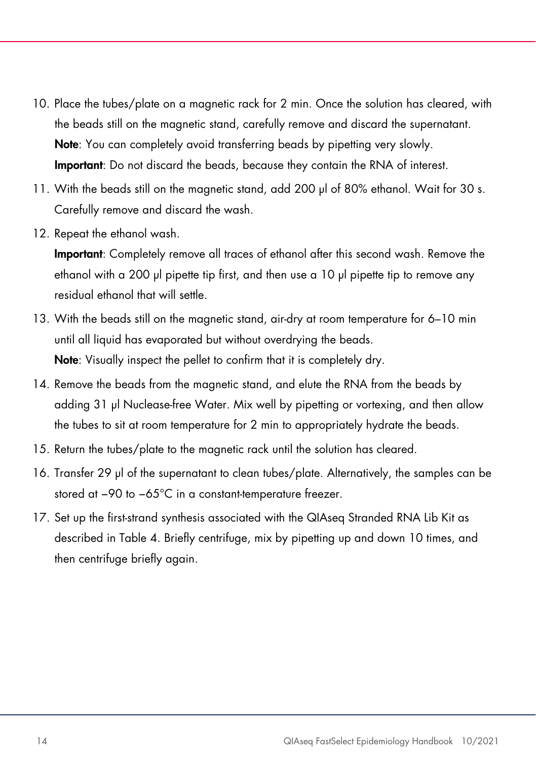10. Place the tubes/plate on a magnetic rack for 2 min. Once the solution has cleared, with the beads still on the magnetic stand, carefully remove and discard the supernatant.
    **Note**: You can completely avoid transferring beads by pipetting very slowly.
    **Important**: Do not discard the beads, because they contain the RNA of interest.
11. With the beads still on the magnetic stand, add 200 µl of 80% ethanol. Wait for 30 s. Carefully remove and discard the wash.
12. Repeat the ethanol wash.
    **Important**: Completely remove all traces of ethanol after this second wash. Remove the ethanol with a 200 µl pipette tip first, and then use a 10 µl pipette tip to remove any residual ethanol that will settle.
13. With the beads still on the magnetic stand, air-dry at room temperature for 6–10 min until all liquid has evaporated but without overdrying the beads.
    **Note**: Visually inspect the pellet to confirm that it is completely dry.
14. Remove the beads from the magnetic stand, and elute the RNA from the beads by adding 31 µl Nuclease-free Water. Mix well by pipetting or vortexing, and then allow the tubes to sit at room temperature for 2 min to appropriately hydrate the beads.
15. Return the tubes/plate to the magnetic rack until the solution has cleared.
16. Transfer 29 µl of the supernatant to clean tubes/plate. Alternatively, the samples can be stored at −90 to −65°C in a constant-temperature freezer.
17. Set up the first-strand synthesis associated with the QIAseq Stranded RNA Lib Kit as described in Table 4. Briefly centrifuge, mix by pipetting up and down 10 times, and then centrifuge briefly again.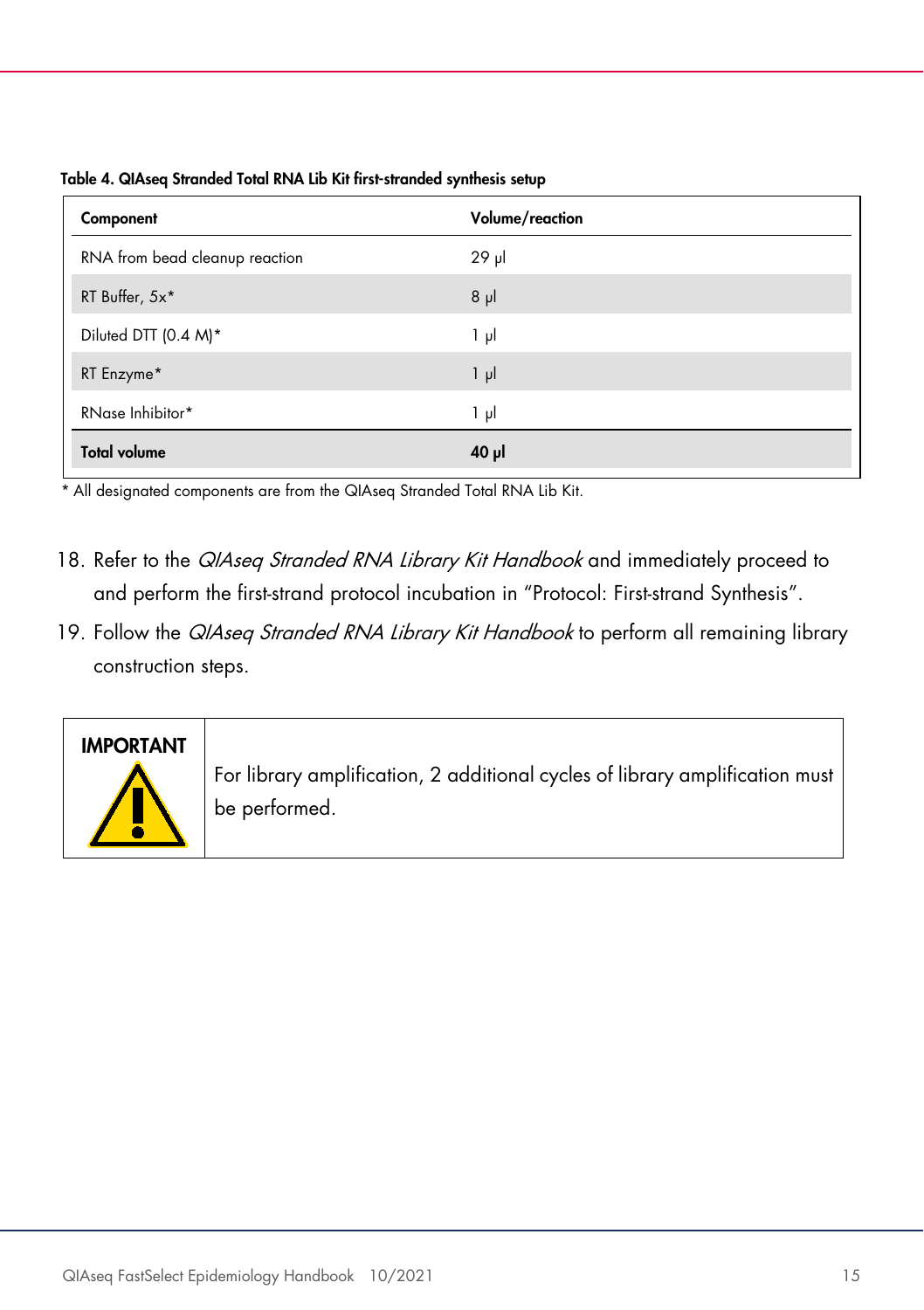**Table 4. QIAseq Stranded Total RNA Lib Kit first-stranded synthesis setup**

| Component | Volume/reaction |
|---|---|
| RNA from bead cleanup reaction | 29 µl |
| RT Buffer, 5x* | 8 µl |
| Diluted DTT (0.4 M)* | 1 µl |
| RT Enzyme* | 1 µl |
| RNase Inhibitor* | 1 µl |
| **Total volume** | **40 µl** |

* All designated components are from the QIAseq Stranded Total RNA Lib Kit.

18. Refer to the *QIAseq Stranded RNA Library Kit Handbook* and immediately proceed to and perform the first-strand protocol incubation in "Protocol: First-strand Synthesis".
19. Follow the *QIAseq Stranded RNA Library Kit Handbook* to perform all remaining library construction steps.

| **IMPORTANT** | For library amplification, 2 additional cycles of library amplification must be performed. |
|---|---|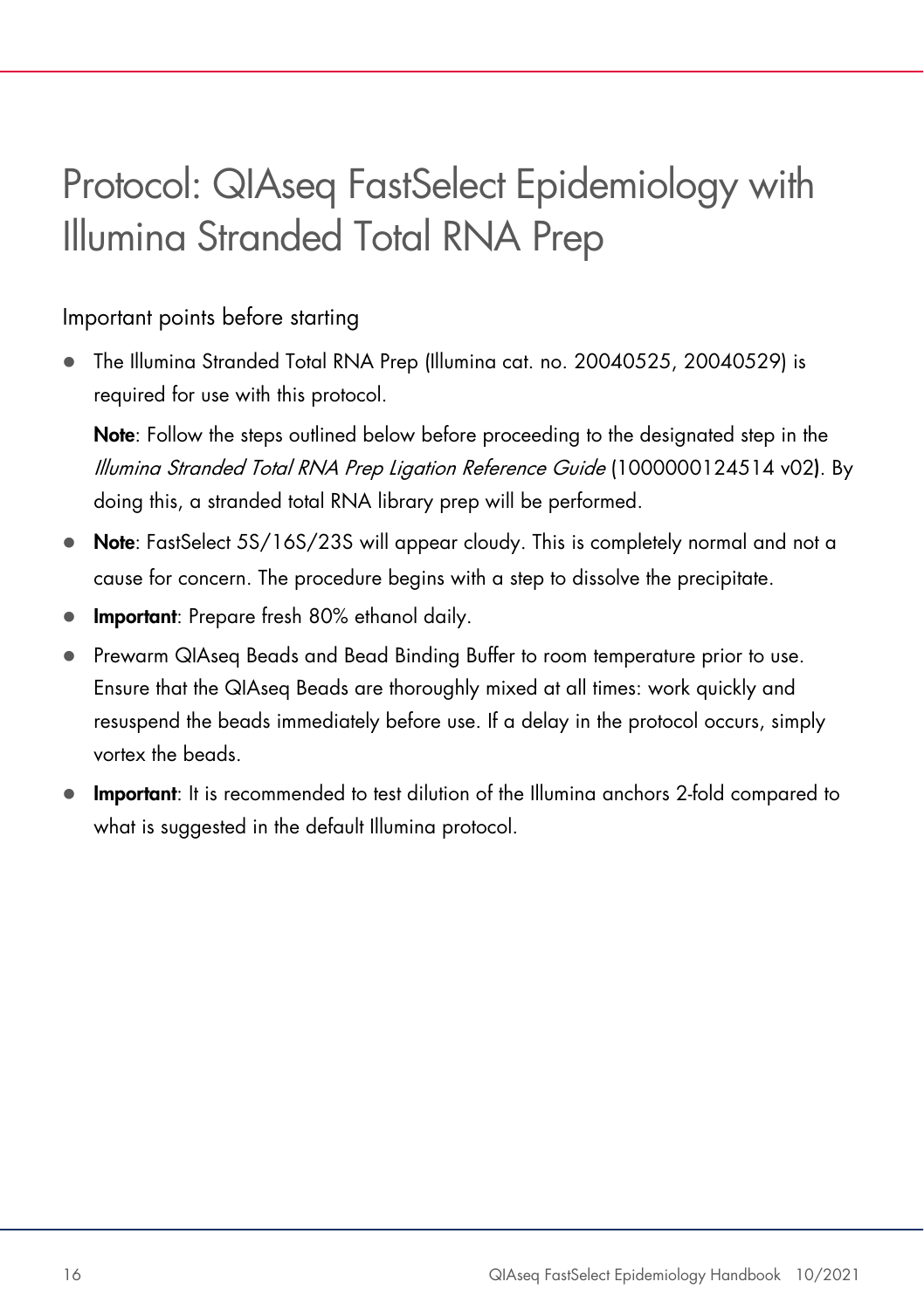# Protocol: QIAseq FastSelect Epidemiology with Illumina Stranded Total RNA Prep

## Important points before starting

- The Illumina Stranded Total RNA Prep (Illumina cat. no. 20040525, 20040529) is required for use with this protocol.

  **Note**: Follow the steps outlined below before proceeding to the designated step in the *Illumina Stranded Total RNA Prep Ligation Reference Guide* (1000000124514 v02). By doing this, a stranded total RNA library prep will be performed.
- **Note**: FastSelect 5S/16S/23S will appear cloudy. This is completely normal and not a cause for concern. The procedure begins with a step to dissolve the precipitate.
- **Important**: Prepare fresh 80% ethanol daily.
- Prewarm QIAseq Beads and Bead Binding Buffer to room temperature prior to use. Ensure that the QIAseq Beads are thoroughly mixed at all times: work quickly and resuspend the beads immediately before use. If a delay in the protocol occurs, simply vortex the beads.
- **Important**: It is recommended to test dilution of the Illumina anchors 2-fold compared to what is suggested in the default Illumina protocol.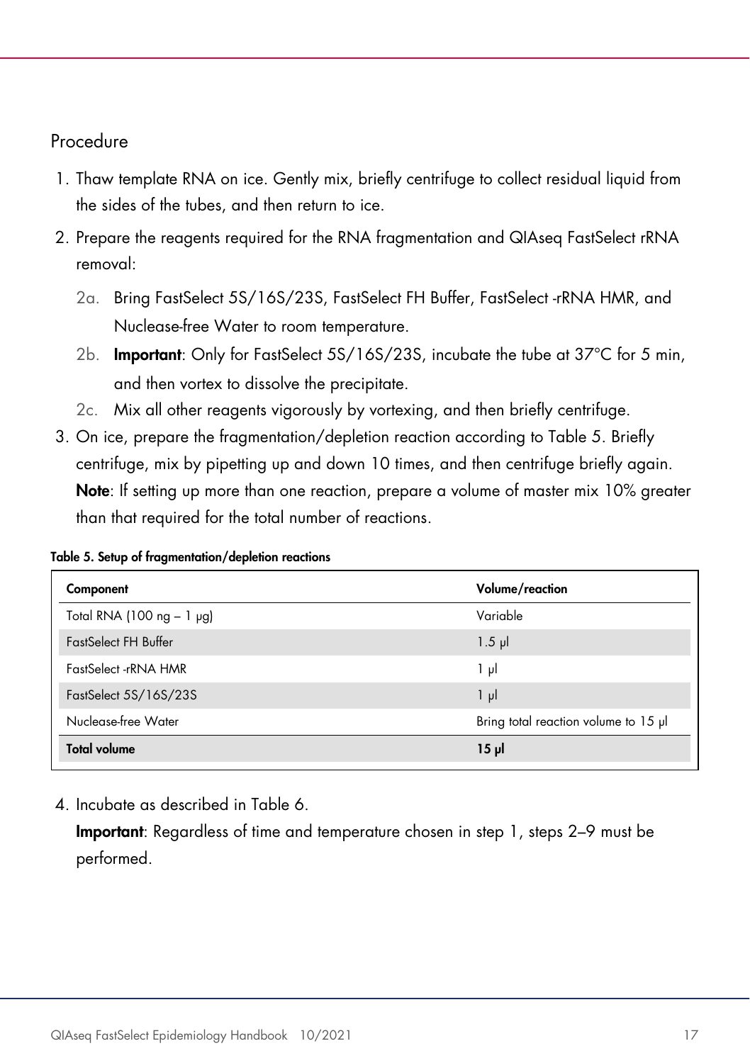## Procedure

1. Thaw template RNA on ice. Gently mix, briefly centrifuge to collect residual liquid from the sides of the tubes, and then return to ice.
2. Prepare the reagents required for the RNA fragmentation and QIAseq FastSelect rRNA removal:
   - 2a. Bring FastSelect 5S/16S/23S, FastSelect FH Buffer, FastSelect -rRNA HMR, and Nuclease-free Water to room temperature.
   - 2b. **Important**: Only for FastSelect 5S/16S/23S, incubate the tube at 37°C for 5 min, and then vortex to dissolve the precipitate.
   - 2c. Mix all other reagents vigorously by vortexing, and then briefly centrifuge.
3. On ice, prepare the fragmentation/depletion reaction according to Table 5. Briefly centrifuge, mix by pipetting up and down 10 times, and then centrifuge briefly again.
   **Note**: If setting up more than one reaction, prepare a volume of master mix 10% greater than that required for the total number of reactions.

**Table 5. Setup of fragmentation/depletion reactions**

| Component | Volume/reaction |
|---|---|
| Total RNA (100 ng – 1 µg) | Variable |
| FastSelect FH Buffer | 1.5 µl |
| FastSelect -rRNA HMR | 1 µl |
| FastSelect 5S/16S/23S | 1 µl |
| Nuclease-free Water | Bring total reaction volume to 15 µl |
| **Total volume** | **15 µl** |

4. Incubate as described in Table 6.
   **Important**: Regardless of time and temperature chosen in step 1, steps 2–9 must be performed.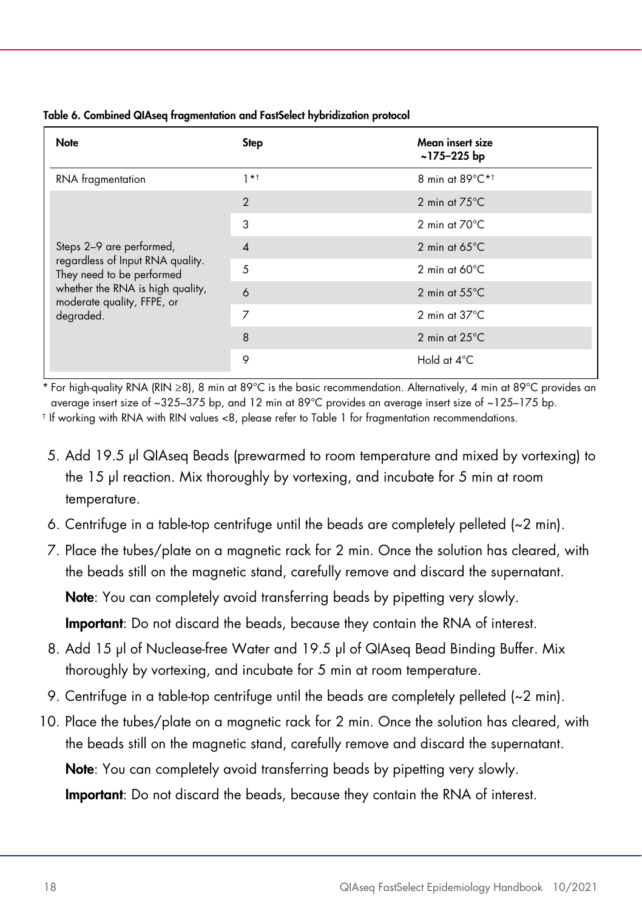**Table 6. Combined QIAseq fragmentation and FastSelect hybridization protocol**

| Note | Step | Mean insert size ~175–225 bp |
|---|---|---|
| RNA fragmentation | 1*† | 8 min at 89°C*† |
| Steps 2–9 are performed, regardless of Input RNA quality. They need to be performed whether the RNA is high quality, moderate quality, FFPE, or degraded. | 2 | 2 min at 75°C |
| | 3 | 2 min at 70°C |
| | 4 | 2 min at 65°C |
| | 5 | 2 min at 60°C |
| | 6 | 2 min at 55°C |
| | 7 | 2 min at 37°C |
| | 8 | 2 min at 25°C |
| | 9 | Hold at 4°C |

\* For high-quality RNA (RIN ≥8), 8 min at 89°C is the basic recommendation. Alternatively, 4 min at 89°C provides an average insert size of ~325–375 bp, and 12 min at 89°C provides an average insert size of ~125–175 bp.

† If working with RNA with RIN values <8, please refer to Table 1 for fragmentation recommendations.

5. Add 19.5 µl QIAseq Beads (prewarmed to room temperature and mixed by vortexing) to the 15 µl reaction. Mix thoroughly by vortexing, and incubate for 5 min at room temperature.
6. Centrifuge in a table-top centrifuge until the beads are completely pelleted (~2 min).
7. Place the tubes/plate on a magnetic rack for 2 min. Once the solution has cleared, with the beads still on the magnetic stand, carefully remove and discard the supernatant.

   **Note**: You can completely avoid transferring beads by pipetting very slowly.

   **Important**: Do not discard the beads, because they contain the RNA of interest.
8. Add 15 µl of Nuclease-free Water and 19.5 µl of QIAseq Bead Binding Buffer. Mix thoroughly by vortexing, and incubate for 5 min at room temperature.
9. Centrifuge in a table-top centrifuge until the beads are completely pelleted (~2 min).
10. Place the tubes/plate on a magnetic rack for 2 min. Once the solution has cleared, with the beads still on the magnetic stand, carefully remove and discard the supernatant.

    **Note**: You can completely avoid transferring beads by pipetting very slowly.

    **Important**: Do not discard the beads, because they contain the RNA of interest.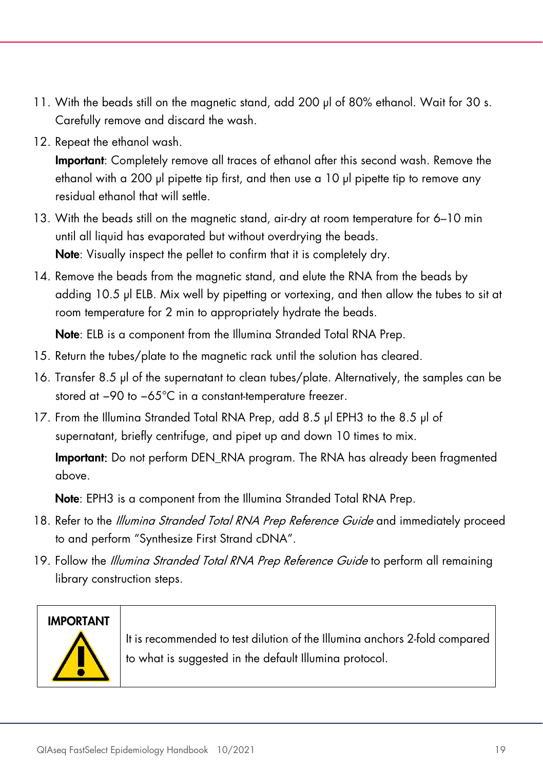11. With the beads still on the magnetic stand, add 200 µl of 80% ethanol. Wait for 30 s. Carefully remove and discard the wash.
12. Repeat the ethanol wash.

    **Important**: Completely remove all traces of ethanol after this second wash. Remove the ethanol with a 200 µl pipette tip first, and then use a 10 µl pipette tip to remove any residual ethanol that will settle.
13. With the beads still on the magnetic stand, air-dry at room temperature for 6–10 min until all liquid has evaporated but without overdrying the beads.

    **Note**: Visually inspect the pellet to confirm that it is completely dry.
14. Remove the beads from the magnetic stand, and elute the RNA from the beads by adding 10.5 µl ELB. Mix well by pipetting or vortexing, and then allow the tubes to sit at room temperature for 2 min to appropriately hydrate the beads.

    **Note**: ELB is a component from the Illumina Stranded Total RNA Prep.
15. Return the tubes/plate to the magnetic rack until the solution has cleared.
16. Transfer 8.5 µl of the supernatant to clean tubes/plate. Alternatively, the samples can be stored at −90 to −65°C in a constant-temperature freezer.
17. From the Illumina Stranded Total RNA Prep, add 8.5 µl EPH3 to the 8.5 µl of supernatant, briefly centrifuge, and pipet up and down 10 times to mix.

    **Important**: Do not perform DEN_RNA program. The RNA has already been fragmented above.

    **Note**: EPH3 is a component from the Illumina Stranded Total RNA Prep.
18. Refer to the *Illumina Stranded Total RNA Prep Reference Guide* and immediately proceed to and perform "Synthesize First Strand cDNA".
19. Follow the *Illumina Stranded Total RNA Prep Reference Guide* to perform all remaining library construction steps.

| IMPORTANT | It is recommended to test dilution of the Illumina anchors 2-fold compared to what is suggested in the default Illumina protocol. |
|---|---|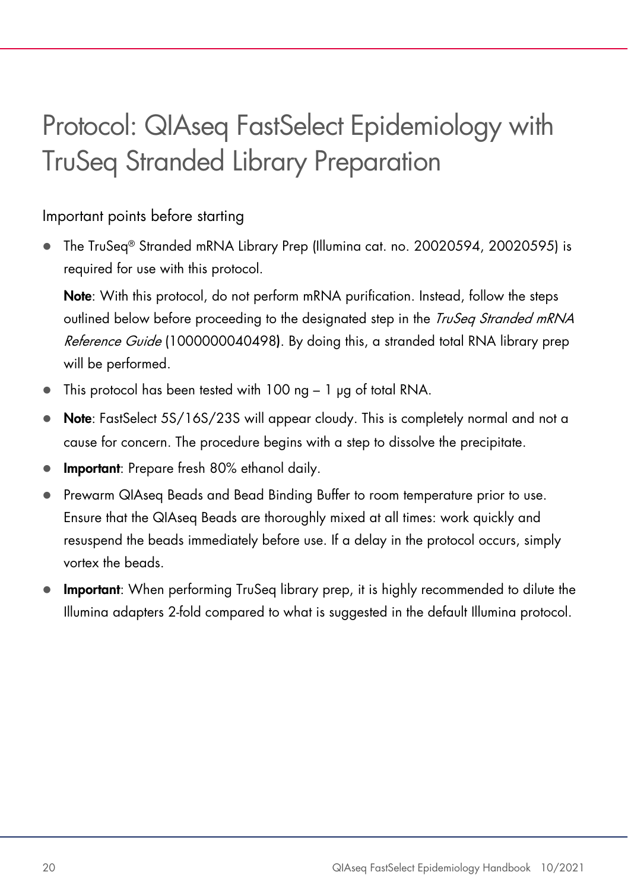# Protocol: QIAseq FastSelect Epidemiology with TruSeq Stranded Library Preparation

## Important points before starting

- The TruSeq® Stranded mRNA Library Prep (Illumina cat. no. 20020594, 20020595) is required for use with this protocol.

  **Note**: With this protocol, do not perform mRNA purification. Instead, follow the steps outlined below before proceeding to the designated step in the *TruSeq Stranded mRNA Reference Guide* (1000000040498). By doing this, a stranded total RNA library prep will be performed.
- This protocol has been tested with 100 ng – 1 µg of total RNA.
- **Note**: FastSelect 5S/16S/23S will appear cloudy. This is completely normal and not a cause for concern. The procedure begins with a step to dissolve the precipitate.
- **Important**: Prepare fresh 80% ethanol daily.
- Prewarm QIAseq Beads and Bead Binding Buffer to room temperature prior to use. Ensure that the QIAseq Beads are thoroughly mixed at all times: work quickly and resuspend the beads immediately before use. If a delay in the protocol occurs, simply vortex the beads.
- **Important**: When performing TruSeq library prep, it is highly recommended to dilute the Illumina adapters 2-fold compared to what is suggested in the default Illumina protocol.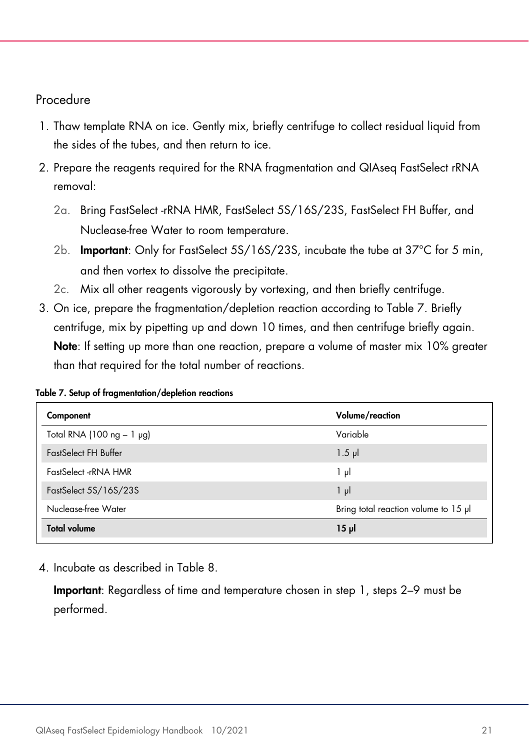## Procedure

1. Thaw template RNA on ice. Gently mix, briefly centrifuge to collect residual liquid from the sides of the tubes, and then return to ice.
2. Prepare the reagents required for the RNA fragmentation and QIAseq FastSelect rRNA removal:
   - 2a. Bring FastSelect -rRNA HMR, FastSelect 5S/16S/23S, FastSelect FH Buffer, and Nuclease-free Water to room temperature.
   - 2b. **Important**: Only for FastSelect 5S/16S/23S, incubate the tube at 37°C for 5 min, and then vortex to dissolve the precipitate.
   - 2c. Mix all other reagents vigorously by vortexing, and then briefly centrifuge.
3. On ice, prepare the fragmentation/depletion reaction according to Table 7. Briefly centrifuge, mix by pipetting up and down 10 times, and then centrifuge briefly again.

   **Note**: If setting up more than one reaction, prepare a volume of master mix 10% greater than that required for the total number of reactions.

**Table 7. Setup of fragmentation/depletion reactions**

| Component | Volume/reaction |
|---|---|
| Total RNA (100 ng – 1 µg) | Variable |
| FastSelect FH Buffer | 1.5 µl |
| FastSelect -rRNA HMR | 1 µl |
| FastSelect 5S/16S/23S | 1 µl |
| Nuclease-free Water | Bring total reaction volume to 15 µl |
| **Total volume** | **15 µl** |

4. Incubate as described in Table 8.

   **Important**: Regardless of time and temperature chosen in step 1, steps 2–9 must be performed.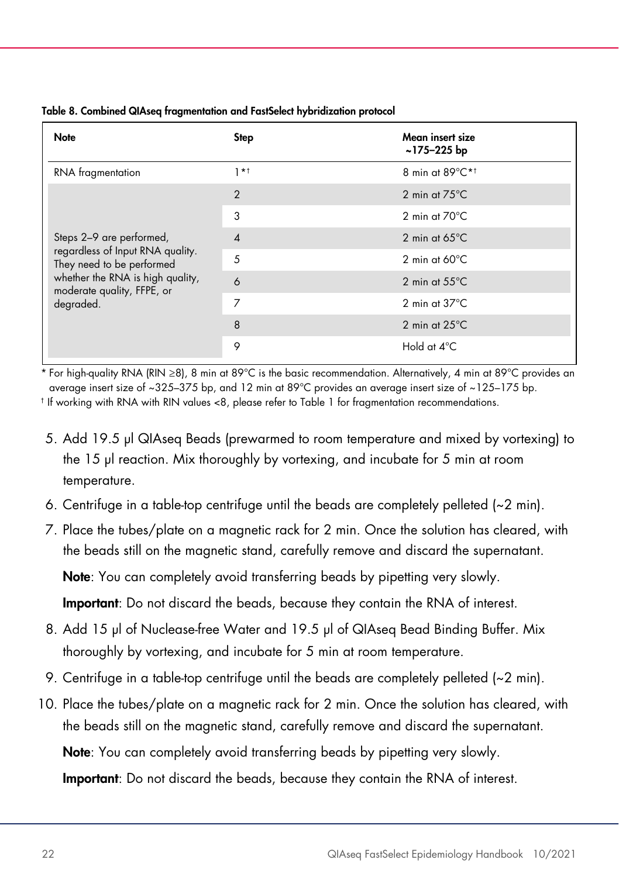**Table 8. Combined QIAseq fragmentation and FastSelect hybridization protocol**

| Note | Step | Mean insert size ~175–225 bp |
|---|---|---|
| RNA fragmentation | 1*† | 8 min at 89°C*† |
| Steps 2–9 are performed, regardless of Input RNA quality. They need to be performed whether the RNA is high quality, moderate quality, FFPE, or degraded. | 2 | 2 min at 75°C |
| | 3 | 2 min at 70°C |
| | 4 | 2 min at 65°C |
| | 5 | 2 min at 60°C |
| | 6 | 2 min at 55°C |
| | 7 | 2 min at 37°C |
| | 8 | 2 min at 25°C |
| | 9 | Hold at 4°C |

\* For high-quality RNA (RIN ≥8), 8 min at 89°C is the basic recommendation. Alternatively, 4 min at 89°C provides an average insert size of ~325–375 bp, and 12 min at 89°C provides an average insert size of ~125–175 bp.

† If working with RNA with RIN values <8, please refer to Table 1 for fragmentation recommendations.

5. Add 19.5 µl QIAseq Beads (prewarmed to room temperature and mixed by vortexing) to the 15 µl reaction. Mix thoroughly by vortexing, and incubate for 5 min at room temperature.
6. Centrifuge in a table-top centrifuge until the beads are completely pelleted (~2 min).
7. Place the tubes/plate on a magnetic rack for 2 min. Once the solution has cleared, with the beads still on the magnetic stand, carefully remove and discard the supernatant.

   **Note**: You can completely avoid transferring beads by pipetting very slowly.

   **Important**: Do not discard the beads, because they contain the RNA of interest.
8. Add 15 µl of Nuclease-free Water and 19.5 µl of QIAseq Bead Binding Buffer. Mix thoroughly by vortexing, and incubate for 5 min at room temperature.
9. Centrifuge in a table-top centrifuge until the beads are completely pelleted (~2 min).
10. Place the tubes/plate on a magnetic rack for 2 min. Once the solution has cleared, with the beads still on the magnetic stand, carefully remove and discard the supernatant.

    **Note**: You can completely avoid transferring beads by pipetting very slowly.

    **Important**: Do not discard the beads, because they contain the RNA of interest.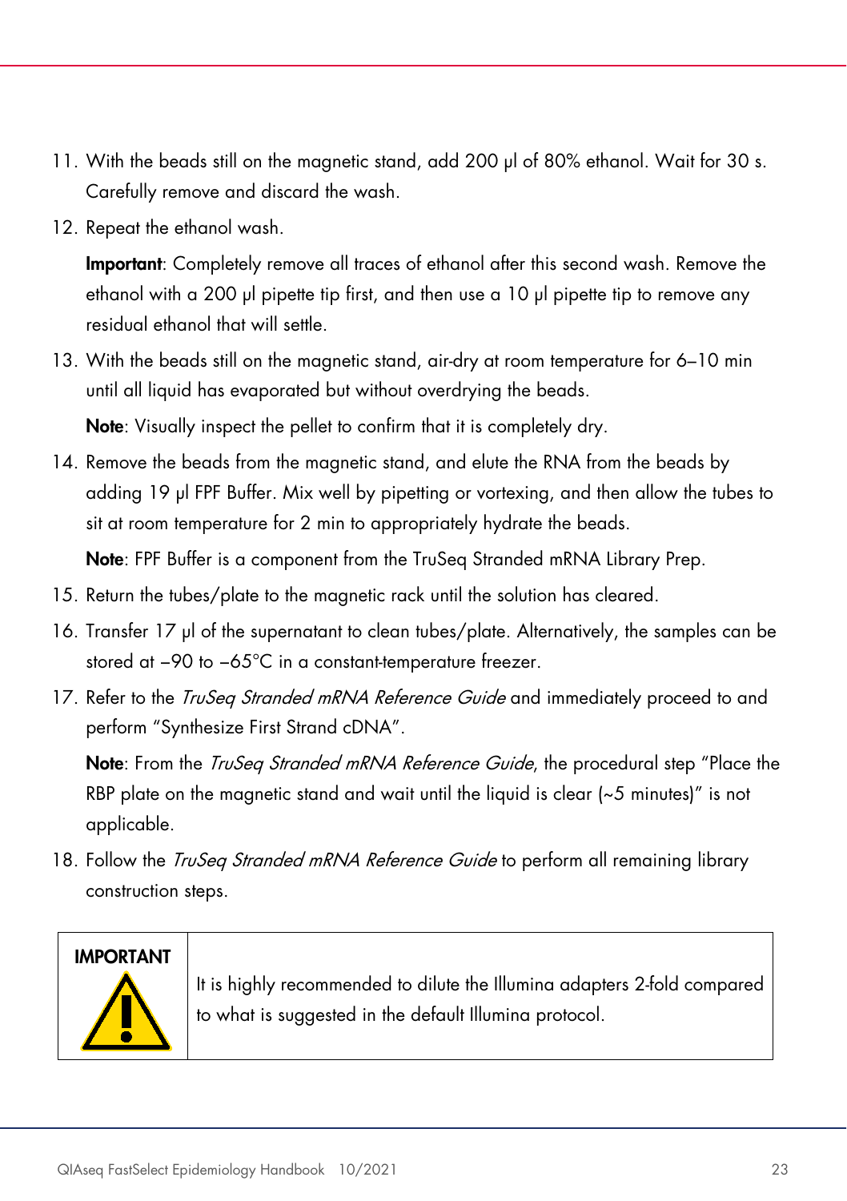11. With the beads still on the magnetic stand, add 200 µl of 80% ethanol. Wait for 30 s. Carefully remove and discard the wash.
12. Repeat the ethanol wash.

    **Important**: Completely remove all traces of ethanol after this second wash. Remove the ethanol with a 200 µl pipette tip first, and then use a 10 µl pipette tip to remove any residual ethanol that will settle.
13. With the beads still on the magnetic stand, air-dry at room temperature for 6–10 min until all liquid has evaporated but without overdrying the beads.

    **Note**: Visually inspect the pellet to confirm that it is completely dry.
14. Remove the beads from the magnetic stand, and elute the RNA from the beads by adding 19 µl FPF Buffer. Mix well by pipetting or vortexing, and then allow the tubes to sit at room temperature for 2 min to appropriately hydrate the beads.

    **Note**: FPF Buffer is a component from the TruSeq Stranded mRNA Library Prep.
15. Return the tubes/plate to the magnetic rack until the solution has cleared.
16. Transfer 17 µl of the supernatant to clean tubes/plate. Alternatively, the samples can be stored at −90 to −65°C in a constant-temperature freezer.
17. Refer to the *TruSeq Stranded mRNA Reference Guide* and immediately proceed to and perform "Synthesize First Strand cDNA".

    **Note**: From the *TruSeq Stranded mRNA Reference Guide*, the procedural step "Place the RBP plate on the magnetic stand and wait until the liquid is clear (~5 minutes)" is not applicable.
18. Follow the *TruSeq Stranded mRNA Reference Guide* to perform all remaining library construction steps.

| **IMPORTANT** | It is highly recommended to dilute the Illumina adapters 2-fold compared to what is suggested in the default Illumina protocol. |
|---|---|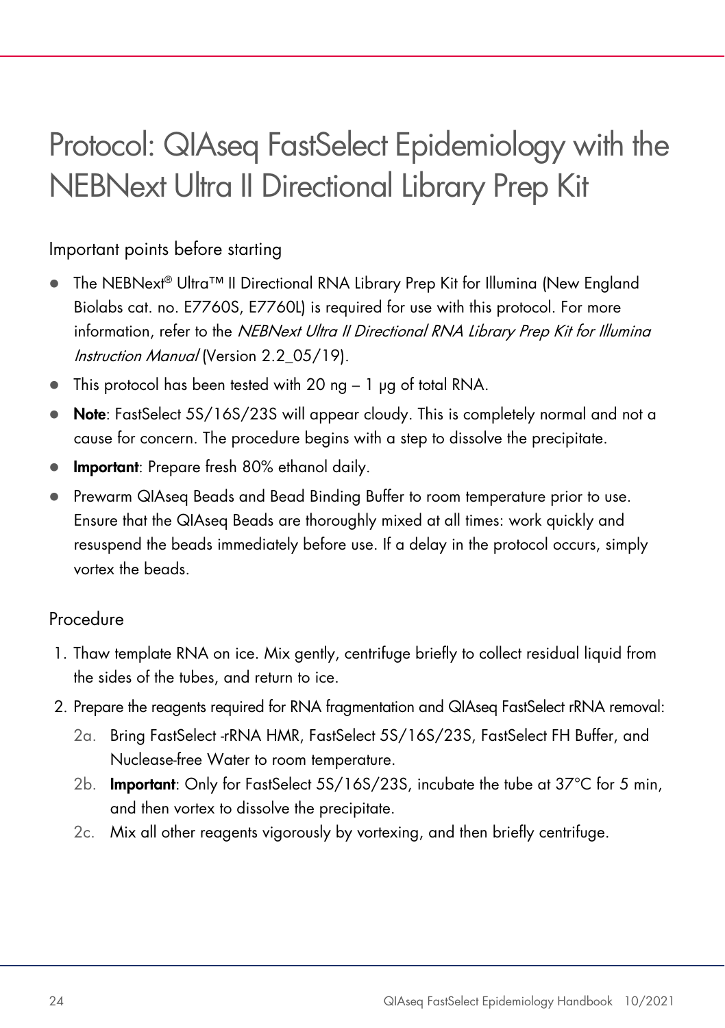# Protocol: QIAseq FastSelect Epidemiology with the NEBNext Ultra II Directional Library Prep Kit

## Important points before starting

- The NEBNext® Ultra™ II Directional RNA Library Prep Kit for Illumina (New England Biolabs cat. no. E7760S, E7760L) is required for use with this protocol. For more information, refer to the *NEBNext Ultra II Directional RNA Library Prep Kit for Illumina Instruction Manual* (Version 2.2_05/19).
- This protocol has been tested with 20 ng – 1 µg of total RNA.
- **Note**: FastSelect 5S/16S/23S will appear cloudy. This is completely normal and not a cause for concern. The procedure begins with a step to dissolve the precipitate.
- **Important**: Prepare fresh 80% ethanol daily.
- Prewarm QIAseq Beads and Bead Binding Buffer to room temperature prior to use. Ensure that the QIAseq Beads are thoroughly mixed at all times: work quickly and resuspend the beads immediately before use. If a delay in the protocol occurs, simply vortex the beads.

## Procedure

1. Thaw template RNA on ice. Mix gently, centrifuge briefly to collect residual liquid from the sides of the tubes, and return to ice.
2. Prepare the reagents required for RNA fragmentation and QIAseq FastSelect rRNA removal:
   - 2a. Bring FastSelect -rRNA HMR, FastSelect 5S/16S/23S, FastSelect FH Buffer, and Nuclease-free Water to room temperature.
   - 2b. **Important**: Only for FastSelect 5S/16S/23S, incubate the tube at 37°C for 5 min, and then vortex to dissolve the precipitate.
   - 2c. Mix all other reagents vigorously by vortexing, and then briefly centrifuge.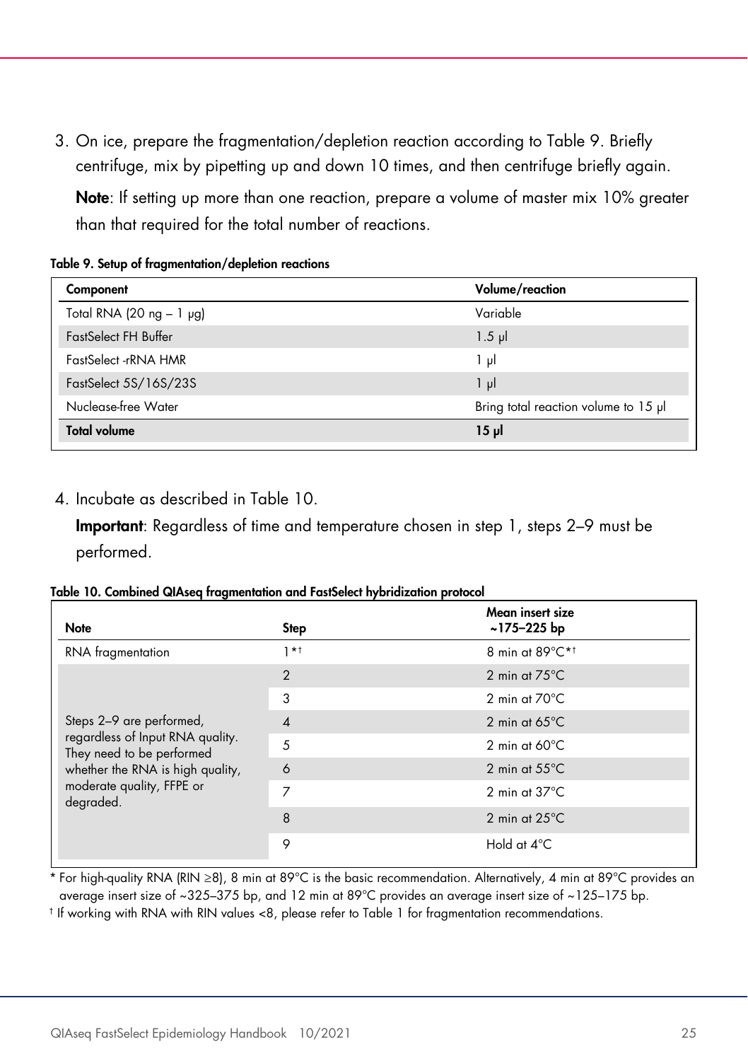3. On ice, prepare the fragmentation/depletion reaction according to Table 9. Briefly centrifuge, mix by pipetting up and down 10 times, and then centrifuge briefly again.

   **Note**: If setting up more than one reaction, prepare a volume of master mix 10% greater than that required for the total number of reactions.

**Table 9. Setup of fragmentation/depletion reactions**

| Component | Volume/reaction |
|---|---|
| Total RNA (20 ng – 1 µg) | Variable |
| FastSelect FH Buffer | 1.5 µl |
| FastSelect -rRNA HMR | 1 µl |
| FastSelect 5S/16S/23S | 1 µl |
| Nuclease-free Water | Bring total reaction volume to 15 µl |
| **Total volume** | **15 µl** |

4. Incubate as described in Table 10.

   **Important**: Regardless of time and temperature chosen in step 1, steps 2–9 must be performed.

**Table 10. Combined QIAseq fragmentation and FastSelect hybridization protocol**

| Note | Step | Mean insert size ~175–225 bp |
|---|---|---|
| RNA fragmentation | 1*† | 8 min at 89°C*† |
| Steps 2–9 are performed, regardless of Input RNA quality. They need to be performed whether the RNA is high quality, moderate quality, FFPE or degraded. | 2 | 2 min at 75°C |
| | 3 | 2 min at 70°C |
| | 4 | 2 min at 65°C |
| | 5 | 2 min at 60°C |
| | 6 | 2 min at 55°C |
| | 7 | 2 min at 37°C |
| | 8 | 2 min at 25°C |
| | 9 | Hold at 4°C |

\* For high-quality RNA (RIN ≥8), 8 min at 89°C is the basic recommendation. Alternatively, 4 min at 89°C provides an average insert size of ~325–375 bp, and 12 min at 89°C provides an average insert size of ~125–175 bp.

† If working with RNA with RIN values <8, please refer to Table 1 for fragmentation recommendations.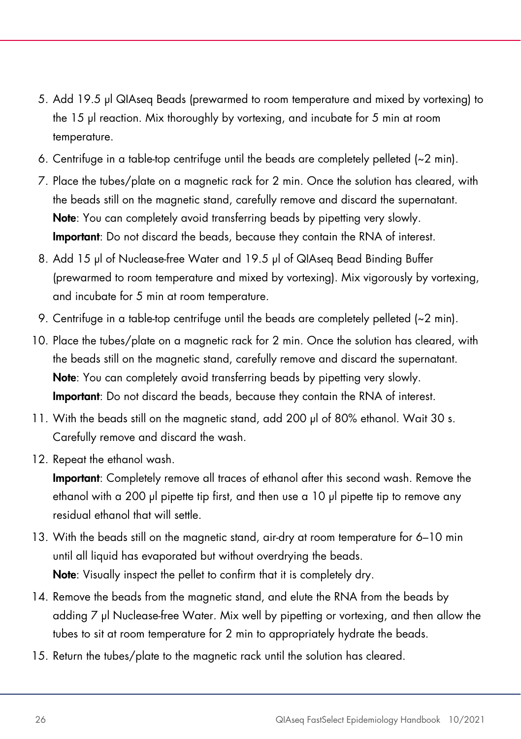5. Add 19.5 µl QIAseq Beads (prewarmed to room temperature and mixed by vortexing) to the 15 µl reaction. Mix thoroughly by vortexing, and incubate for 5 min at room temperature.
6. Centrifuge in a table-top centrifuge until the beads are completely pelleted (~2 min).
7. Place the tubes/plate on a magnetic rack for 2 min. Once the solution has cleared, with the beads still on the magnetic stand, carefully remove and discard the supernatant.
   **Note**: You can completely avoid transferring beads by pipetting very slowly.
   **Important**: Do not discard the beads, because they contain the RNA of interest.
8. Add 15 µl of Nuclease-free Water and 19.5 µl of QIAseq Bead Binding Buffer (prewarmed to room temperature and mixed by vortexing). Mix vigorously by vortexing, and incubate for 5 min at room temperature.
9. Centrifuge in a table-top centrifuge until the beads are completely pelleted (~2 min).
10. Place the tubes/plate on a magnetic rack for 2 min. Once the solution has cleared, with the beads still on the magnetic stand, carefully remove and discard the supernatant.
    **Note**: You can completely avoid transferring beads by pipetting very slowly.
    **Important**: Do not discard the beads, because they contain the RNA of interest.
11. With the beads still on the magnetic stand, add 200 µl of 80% ethanol. Wait 30 s. Carefully remove and discard the wash.
12. Repeat the ethanol wash.
    **Important**: Completely remove all traces of ethanol after this second wash. Remove the ethanol with a 200 µl pipette tip first, and then use a 10 µl pipette tip to remove any residual ethanol that will settle.
13. With the beads still on the magnetic stand, air-dry at room temperature for 6–10 min until all liquid has evaporated but without overdrying the beads.
    **Note**: Visually inspect the pellet to confirm that it is completely dry.
14. Remove the beads from the magnetic stand, and elute the RNA from the beads by adding 7 µl Nuclease-free Water. Mix well by pipetting or vortexing, and then allow the tubes to sit at room temperature for 2 min to appropriately hydrate the beads.
15. Return the tubes/plate to the magnetic rack until the solution has cleared.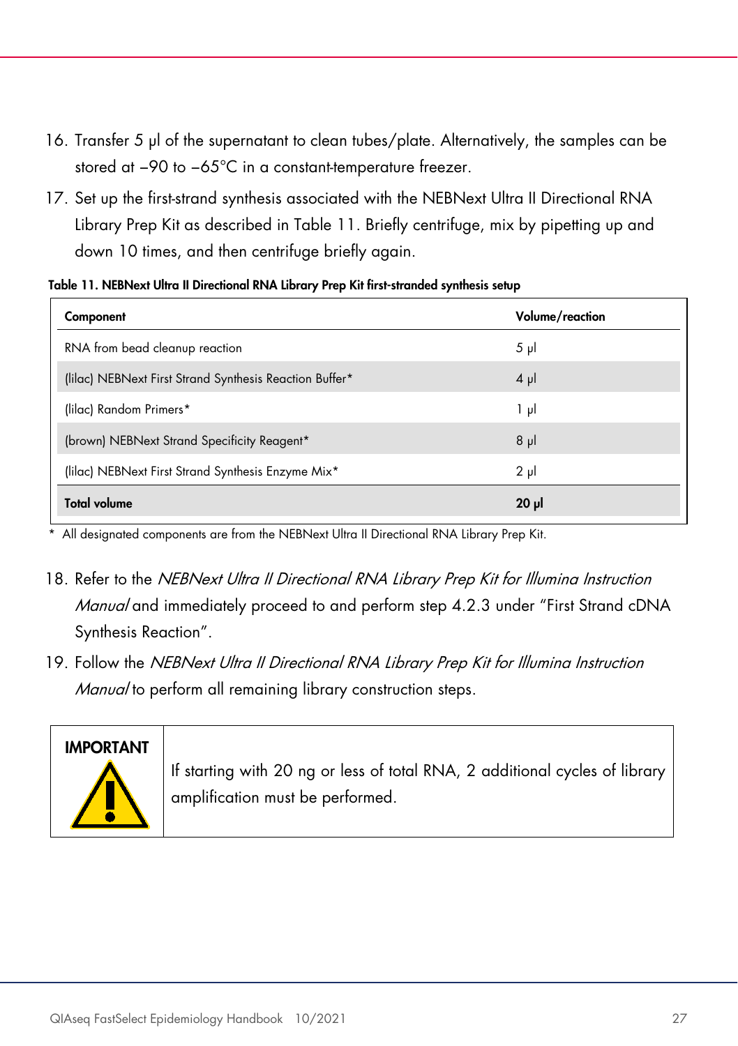16. Transfer 5 µl of the supernatant to clean tubes/plate. Alternatively, the samples can be stored at −90 to −65°C in a constant-temperature freezer.
17. Set up the first-strand synthesis associated with the NEBNext Ultra II Directional RNA Library Prep Kit as described in Table 11. Briefly centrifuge, mix by pipetting up and down 10 times, and then centrifuge briefly again.

**Table 11. NEBNext Ultra II Directional RNA Library Prep Kit first-stranded synthesis setup**

| Component | Volume/reaction |
|---|---|
| RNA from bead cleanup reaction | 5 µl |
| (lilac) NEBNext First Strand Synthesis Reaction Buffer* | 4 µl |
| (lilac) Random Primers* | 1 µl |
| (brown) NEBNext Strand Specificity Reagent* | 8 µl |
| (lilac) NEBNext First Strand Synthesis Enzyme Mix* | 2 µl |
| **Total volume** | **20 µl** |

\* All designated components are from the NEBNext Ultra II Directional RNA Library Prep Kit.

18. Refer to the *NEBNext Ultra II Directional RNA Library Prep Kit for Illumina Instruction Manual* and immediately proceed to and perform step 4.2.3 under "First Strand cDNA Synthesis Reaction".
19. Follow the *NEBNext Ultra II Directional RNA Library Prep Kit for Illumina Instruction Manual* to perform all remaining library construction steps.

| **IMPORTANT** | If starting with 20 ng or less of total RNA, 2 additional cycles of library amplification must be performed. |
|---|---|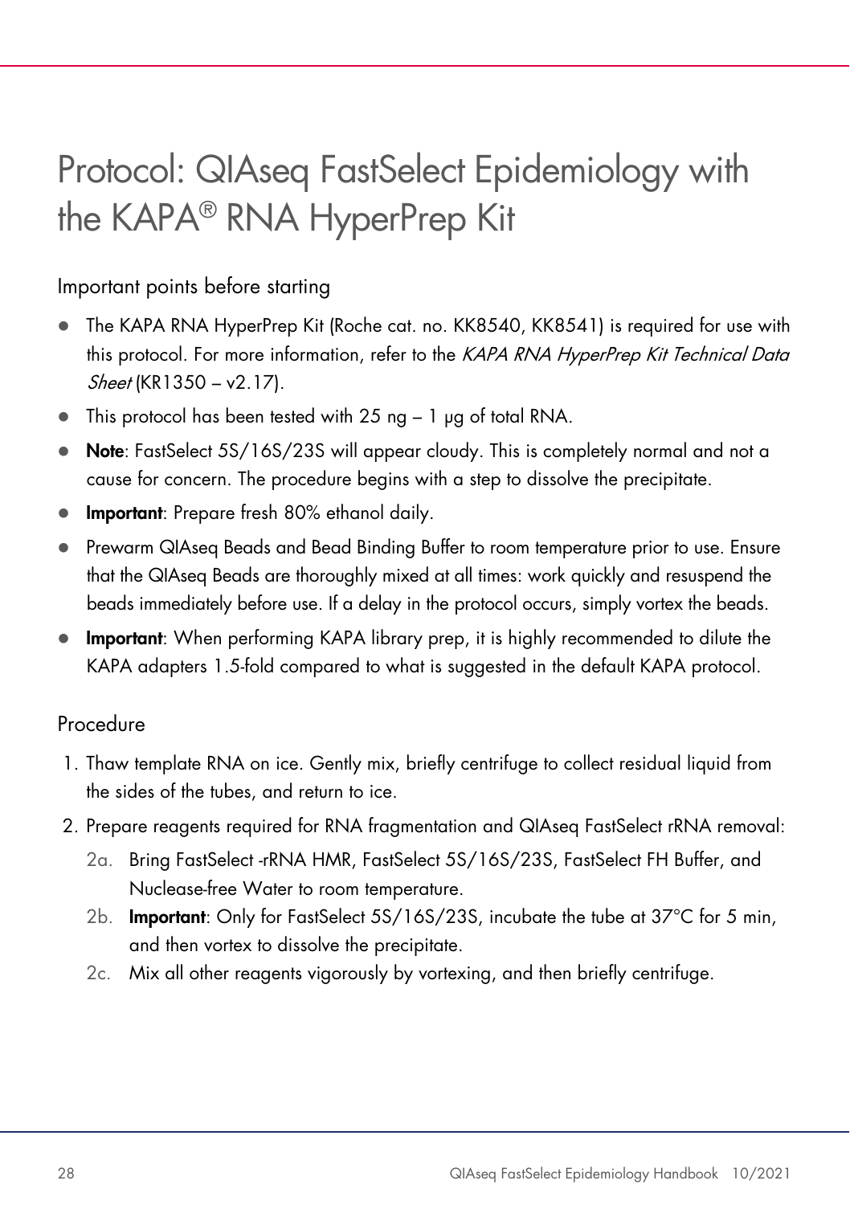# Protocol: QIAseq FastSelect Epidemiology with the KAPA® RNA HyperPrep Kit

## Important points before starting

- The KAPA RNA HyperPrep Kit (Roche cat. no. KK8540, KK8541) is required for use with this protocol. For more information, refer to the *KAPA RNA HyperPrep Kit Technical Data Sheet* (KR1350 – v2.17).
- This protocol has been tested with 25 ng – 1 µg of total RNA.
- **Note**: FastSelect 5S/16S/23S will appear cloudy. This is completely normal and not a cause for concern. The procedure begins with a step to dissolve the precipitate.
- **Important**: Prepare fresh 80% ethanol daily.
- Prewarm QIAseq Beads and Bead Binding Buffer to room temperature prior to use. Ensure that the QIAseq Beads are thoroughly mixed at all times: work quickly and resuspend the beads immediately before use. If a delay in the protocol occurs, simply vortex the beads.
- **Important**: When performing KAPA library prep, it is highly recommended to dilute the KAPA adapters 1.5-fold compared to what is suggested in the default KAPA protocol.

## Procedure

1. Thaw template RNA on ice. Gently mix, briefly centrifuge to collect residual liquid from the sides of the tubes, and return to ice.
2. Prepare reagents required for RNA fragmentation and QIAseq FastSelect rRNA removal:
   - 2a. Bring FastSelect -rRNA HMR, FastSelect 5S/16S/23S, FastSelect FH Buffer, and Nuclease-free Water to room temperature.
   - 2b. **Important**: Only for FastSelect 5S/16S/23S, incubate the tube at 37°C for 5 min, and then vortex to dissolve the precipitate.
   - 2c. Mix all other reagents vigorously by vortexing, and then briefly centrifuge.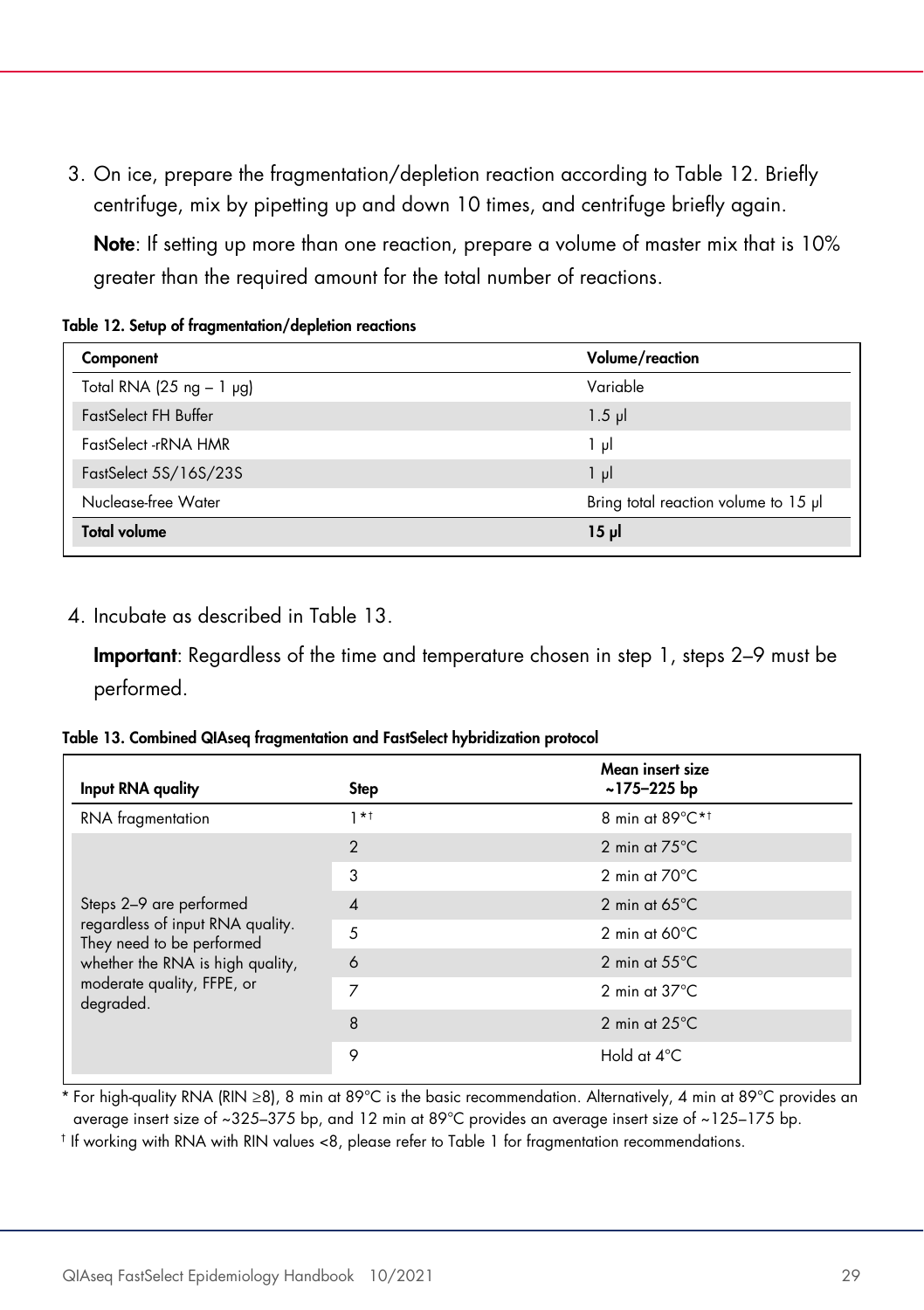3. On ice, prepare the fragmentation/depletion reaction according to Table 12. Briefly centrifuge, mix by pipetting up and down 10 times, and centrifuge briefly again.

   **Note**: If setting up more than one reaction, prepare a volume of master mix that is 10% greater than the required amount for the total number of reactions.

**Table 12. Setup of fragmentation/depletion reactions**

| Component | Volume/reaction |
|---|---|
| Total RNA (25 ng – 1 µg) | Variable |
| FastSelect FH Buffer | 1.5 µl |
| FastSelect -rRNA HMR | 1 µl |
| FastSelect 5S/16S/23S | 1 µl |
| Nuclease-free Water | Bring total reaction volume to 15 µl |
| **Total volume** | **15 µl** |

4. Incubate as described in Table 13.

   **Important**: Regardless of the time and temperature chosen in step 1, steps 2–9 must be performed.

**Table 13. Combined QIAseq fragmentation and FastSelect hybridization protocol**

| Input RNA quality | Step | Mean insert size ~175–225 bp |
|---|---|---|
| RNA fragmentation | 1*† | 8 min at 89°C*† |
| Steps 2–9 are performed regardless of input RNA quality. They need to be performed whether the RNA is high quality, moderate quality, FFPE, or degraded. | 2 | 2 min at 75°C |
| | 3 | 2 min at 70°C |
| | 4 | 2 min at 65°C |
| | 5 | 2 min at 60°C |
| | 6 | 2 min at 55°C |
| | 7 | 2 min at 37°C |
| | 8 | 2 min at 25°C |
| | 9 | Hold at 4°C |

\* For high-quality RNA (RIN ≥8), 8 min at 89°C is the basic recommendation. Alternatively, 4 min at 89°C provides an average insert size of ~325–375 bp, and 12 min at 89°C provides an average insert size of ~125–175 bp.

† If working with RNA with RIN values <8, please refer to Table 1 for fragmentation recommendations.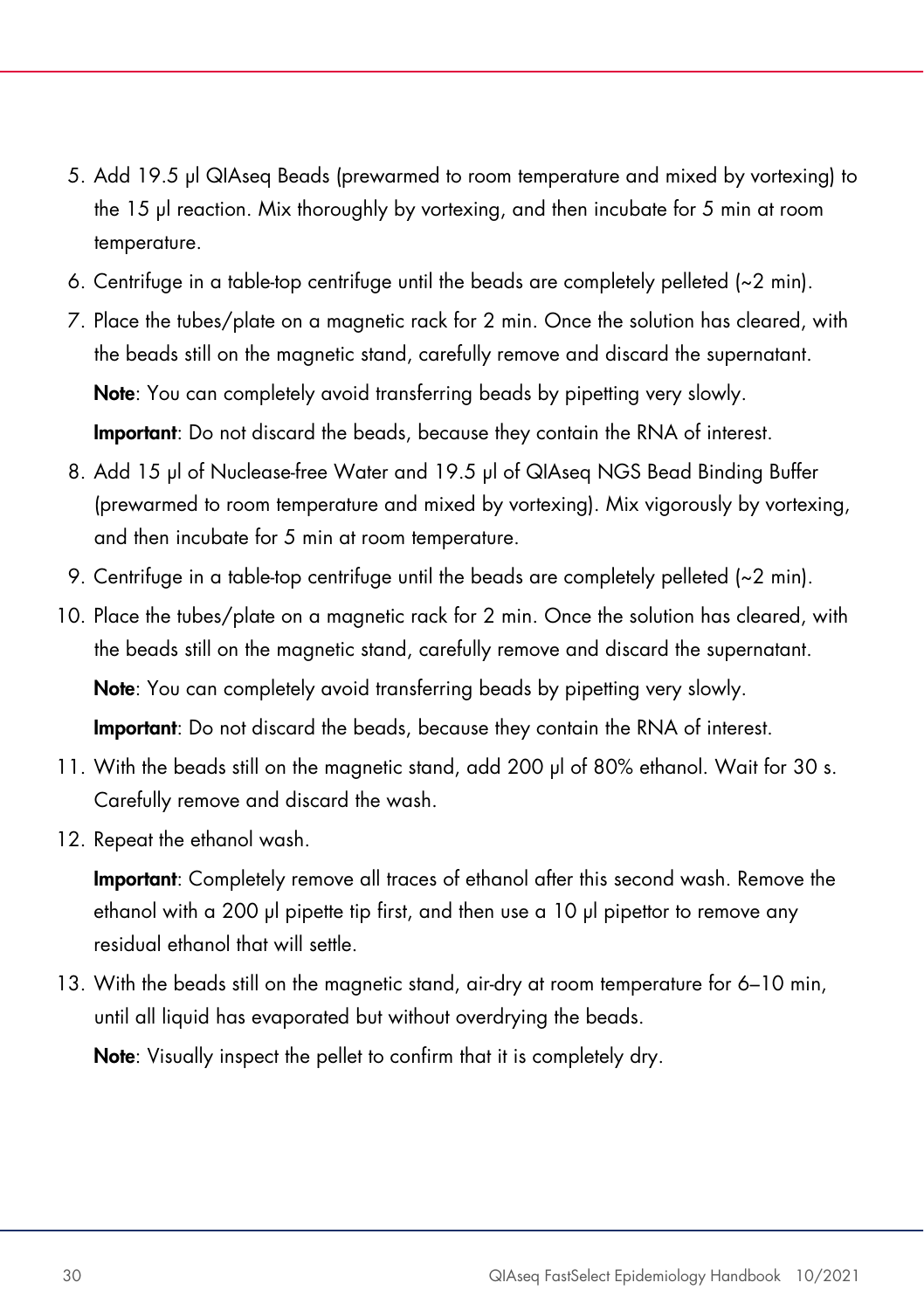5. Add 19.5 µl QIAseq Beads (prewarmed to room temperature and mixed by vortexing) to the 15 µl reaction. Mix thoroughly by vortexing, and then incubate for 5 min at room temperature.
6. Centrifuge in a table-top centrifuge until the beads are completely pelleted (~2 min).
7. Place the tubes/plate on a magnetic rack for 2 min. Once the solution has cleared, with the beads still on the magnetic stand, carefully remove and discard the supernatant.

   **Note**: You can completely avoid transferring beads by pipetting very slowly.

   **Important**: Do not discard the beads, because they contain the RNA of interest.
8. Add 15 µl of Nuclease-free Water and 19.5 µl of QIAseq NGS Bead Binding Buffer (prewarmed to room temperature and mixed by vortexing). Mix vigorously by vortexing, and then incubate for 5 min at room temperature.
9. Centrifuge in a table-top centrifuge until the beads are completely pelleted (~2 min).
10. Place the tubes/plate on a magnetic rack for 2 min. Once the solution has cleared, with the beads still on the magnetic stand, carefully remove and discard the supernatant.

    **Note**: You can completely avoid transferring beads by pipetting very slowly.

    **Important**: Do not discard the beads, because they contain the RNA of interest.
11. With the beads still on the magnetic stand, add 200 µl of 80% ethanol. Wait for 30 s. Carefully remove and discard the wash.
12. Repeat the ethanol wash.

    **Important**: Completely remove all traces of ethanol after this second wash. Remove the ethanol with a 200 µl pipette tip first, and then use a 10 µl pipettor to remove any residual ethanol that will settle.
13. With the beads still on the magnetic stand, air-dry at room temperature for 6–10 min, until all liquid has evaporated but without overdrying the beads.

    **Note**: Visually inspect the pellet to confirm that it is completely dry.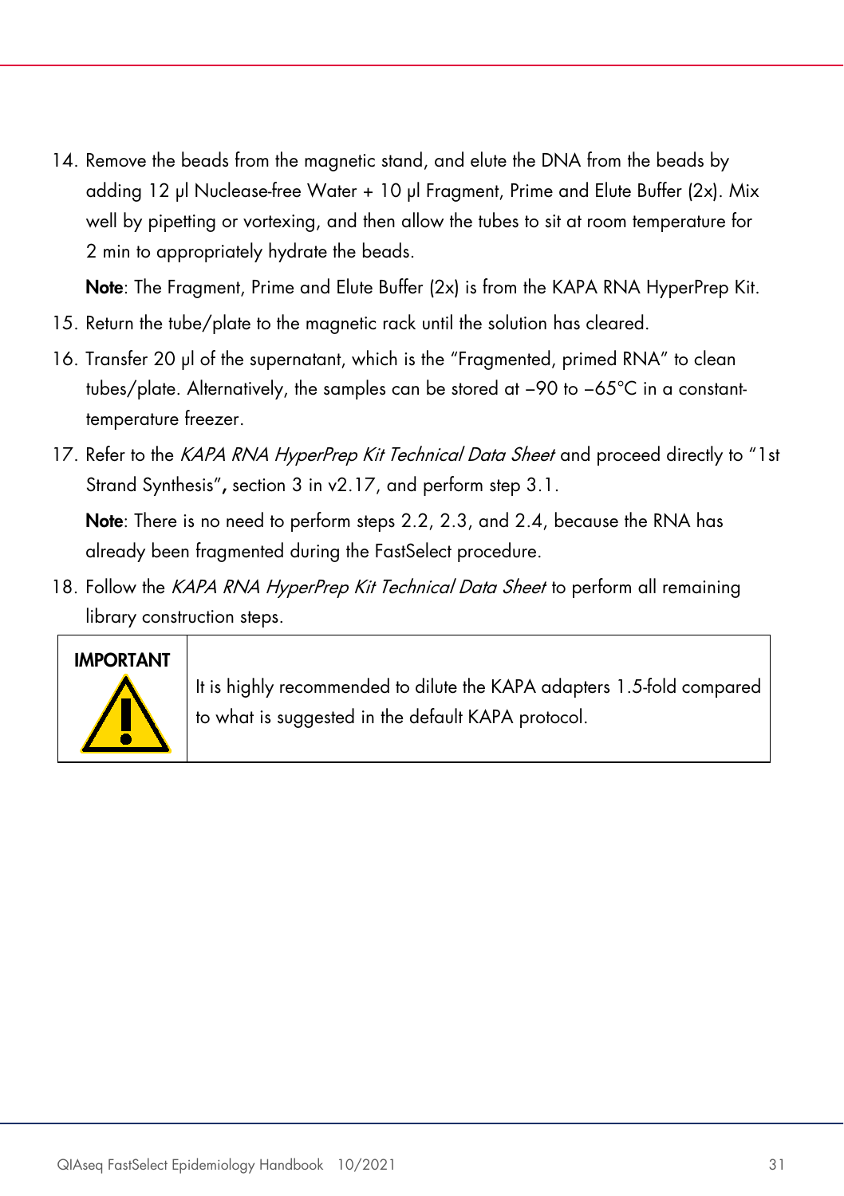14. Remove the beads from the magnetic stand, and elute the DNA from the beads by adding 12 µl Nuclease-free Water + 10 µl Fragment, Prime and Elute Buffer (2x). Mix well by pipetting or vortexing, and then allow the tubes to sit at room temperature for 2 min to appropriately hydrate the beads.

    **Note**: The Fragment, Prime and Elute Buffer (2x) is from the KAPA RNA HyperPrep Kit.

15. Return the tube/plate to the magnetic rack until the solution has cleared.
16. Transfer 20 µl of the supernatant, which is the "Fragmented, primed RNA" to clean tubes/plate. Alternatively, the samples can be stored at −90 to −65°C in a constant-temperature freezer.
17. Refer to the *KAPA RNA HyperPrep Kit Technical Data Sheet* and proceed directly to "1st Strand Synthesis"**,** section 3 in v2.17, and perform step 3.1.

    **Note**: There is no need to perform steps 2.2, 2.3, and 2.4, because the RNA has already been fragmented during the FastSelect procedure.

18. Follow the *KAPA RNA HyperPrep Kit Technical Data Sheet* to perform all remaining library construction steps.

| **IMPORTANT** | It is highly recommended to dilute the KAPA adapters 1.5-fold compared to what is suggested in the default KAPA protocol. |
|---|---|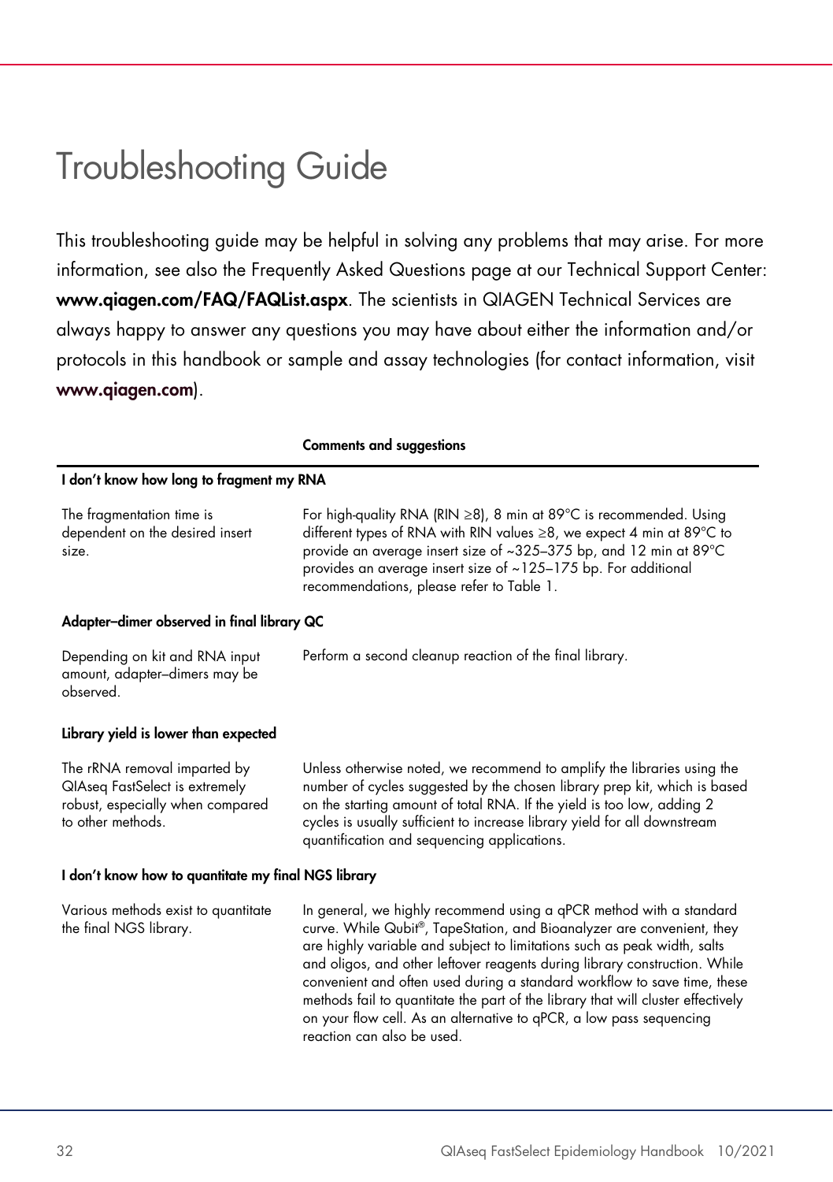# Troubleshooting Guide

This troubleshooting guide may be helpful in solving any problems that may arise. For more information, see also the Frequently Asked Questions page at our Technical Support Center: **www.qiagen.com/FAQ/FAQList.aspx**. The scientists in QIAGEN Technical Services are always happy to answer any questions you may have about either the information and/or protocols in this handbook or sample and assay technologies (for contact information, visit **www.qiagen.com**).

| | Comments and suggestions |
|---|---|
| **I don't know how long to fragment my RNA** | |
| The fragmentation time is dependent on the desired insert size. | For high-quality RNA (RIN ≥8), 8 min at 89°C is recommended. Using different types of RNA with RIN values ≥8, we expect 4 min at 89°C to provide an average insert size of ~325–375 bp, and 12 min at 89°C provides an average insert size of ~125–175 bp. For additional recommendations, please refer to Table 1. |
| **Adapter–dimer observed in final library QC** | |
| Depending on kit and RNA input amount, adapter–dimers may be observed. | Perform a second cleanup reaction of the final library. |
| **Library yield is lower than expected** | |
| The rRNA removal imparted by QIAseq FastSelect is extremely robust, especially when compared to other methods. | Unless otherwise noted, we recommend to amplify the libraries using the number of cycles suggested by the chosen library prep kit, which is based on the starting amount of total RNA. If the yield is too low, adding 2 cycles is usually sufficient to increase library yield for all downstream quantification and sequencing applications. |
| **I don't know how to quantitate my final NGS library** | |
| Various methods exist to quantitate the final NGS library. | In general, we highly recommend using a qPCR method with a standard curve. While Qubit®, TapeStation, and Bioanalyzer are convenient, they are highly variable and subject to limitations such as peak width, salts and oligos, and other leftover reagents during library construction. While convenient and often used during a standard workflow to save time, these methods fail to quantitate the part of the library that will cluster effectively on your flow cell. As an alternative to qPCR, a low pass sequencing reaction can also be used. |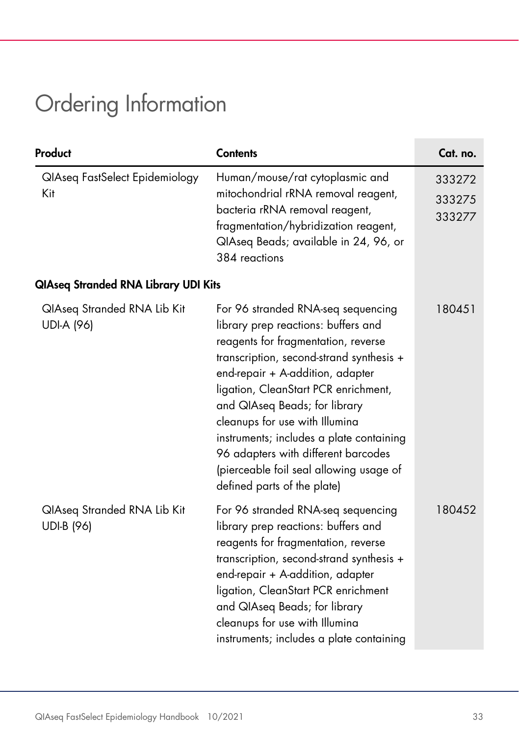# Ordering Information

| Product | Contents | Cat. no. |
|---|---|---|
| QIAseq FastSelect Epidemiology Kit | Human/mouse/rat cytoplasmic and mitochondrial rRNA removal reagent, bacteria rRNA removal reagent, fragmentation/hybridization reagent, QIAseq Beads; available in 24, 96, or 384 reactions | 333272<br>333275<br>333277 |
| **QIAseq Stranded RNA Library UDI Kits** | | |
| QIAseq Stranded RNA Lib Kit UDI-A (96) | For 96 stranded RNA-seq sequencing library prep reactions: buffers and reagents for fragmentation, reverse transcription, second-strand synthesis + end-repair + A-addition, adapter ligation, CleanStart PCR enrichment, and QIAseq Beads; for library cleanups for use with Illumina instruments; includes a plate containing 96 adapters with different barcodes (pierceable foil seal allowing usage of defined parts of the plate) | 180451 |
| QIAseq Stranded RNA Lib Kit UDI-B (96) | For 96 stranded RNA-seq sequencing library prep reactions: buffers and reagents for fragmentation, reverse transcription, second-strand synthesis + end-repair + A-addition, adapter ligation, CleanStart PCR enrichment and QIAseq Beads; for library cleanups for use with Illumina instruments; includes a plate containing | 180452 |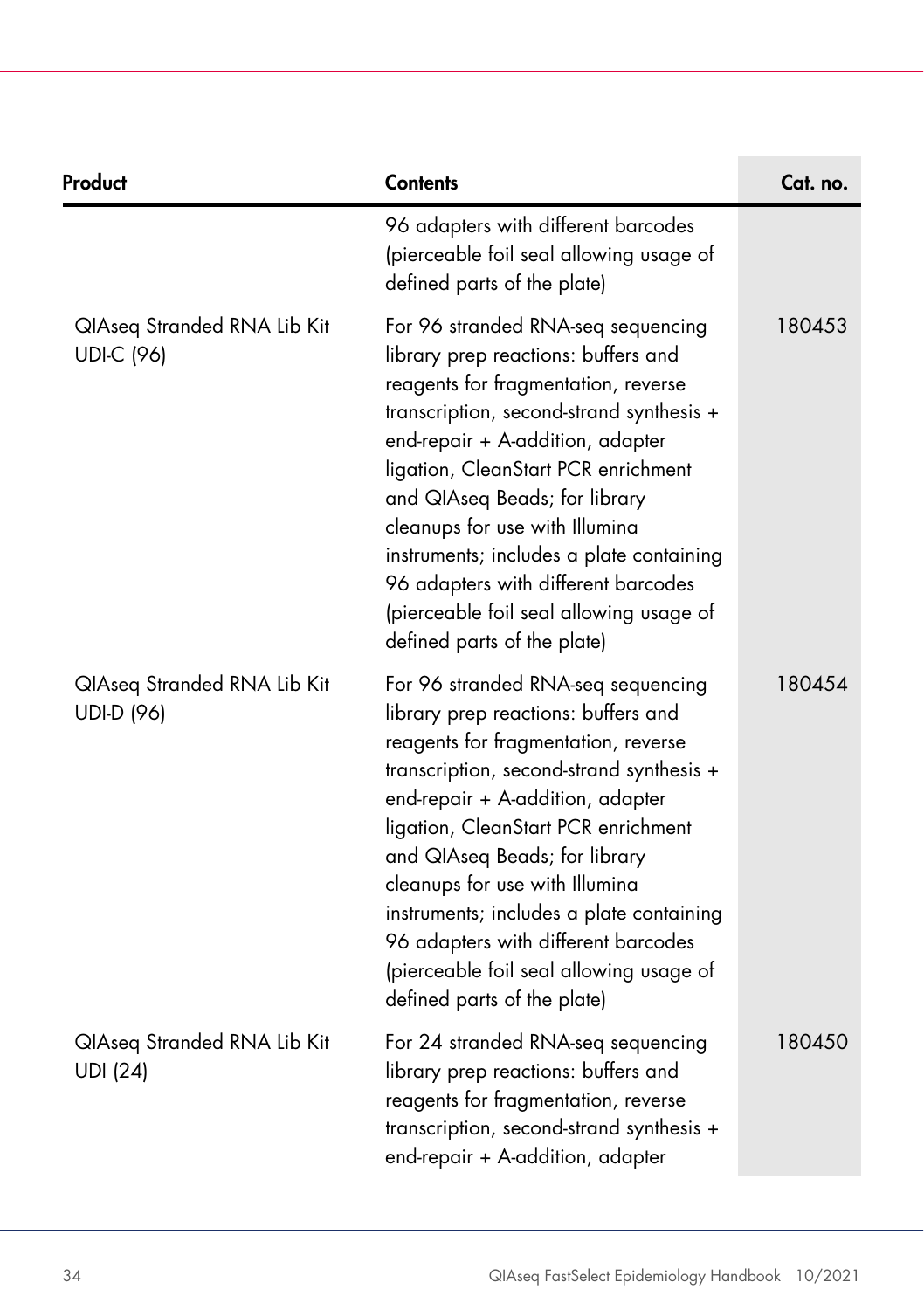| Product | Contents | Cat. no. |
|---|---|---|
| | 96 adapters with different barcodes (pierceable foil seal allowing usage of defined parts of the plate) | |
| QIAseq Stranded RNA Lib Kit UDI-C (96) | For 96 stranded RNA-seq sequencing library prep reactions: buffers and reagents for fragmentation, reverse transcription, second-strand synthesis + end-repair + A-addition, adapter ligation, CleanStart PCR enrichment and QIAseq Beads; for library cleanups for use with Illumina instruments; includes a plate containing 96 adapters with different barcodes (pierceable foil seal allowing usage of defined parts of the plate) | 180453 |
| QIAseq Stranded RNA Lib Kit UDI-D (96) | For 96 stranded RNA-seq sequencing library prep reactions: buffers and reagents for fragmentation, reverse transcription, second-strand synthesis + end-repair + A-addition, adapter ligation, CleanStart PCR enrichment and QIAseq Beads; for library cleanups for use with Illumina instruments; includes a plate containing 96 adapters with different barcodes (pierceable foil seal allowing usage of defined parts of the plate) | 180454 |
| QIAseq Stranded RNA Lib Kit UDI (24) | For 24 stranded RNA-seq sequencing library prep reactions: buffers and reagents for fragmentation, reverse transcription, second-strand synthesis + end-repair + A-addition, adapter | 180450 |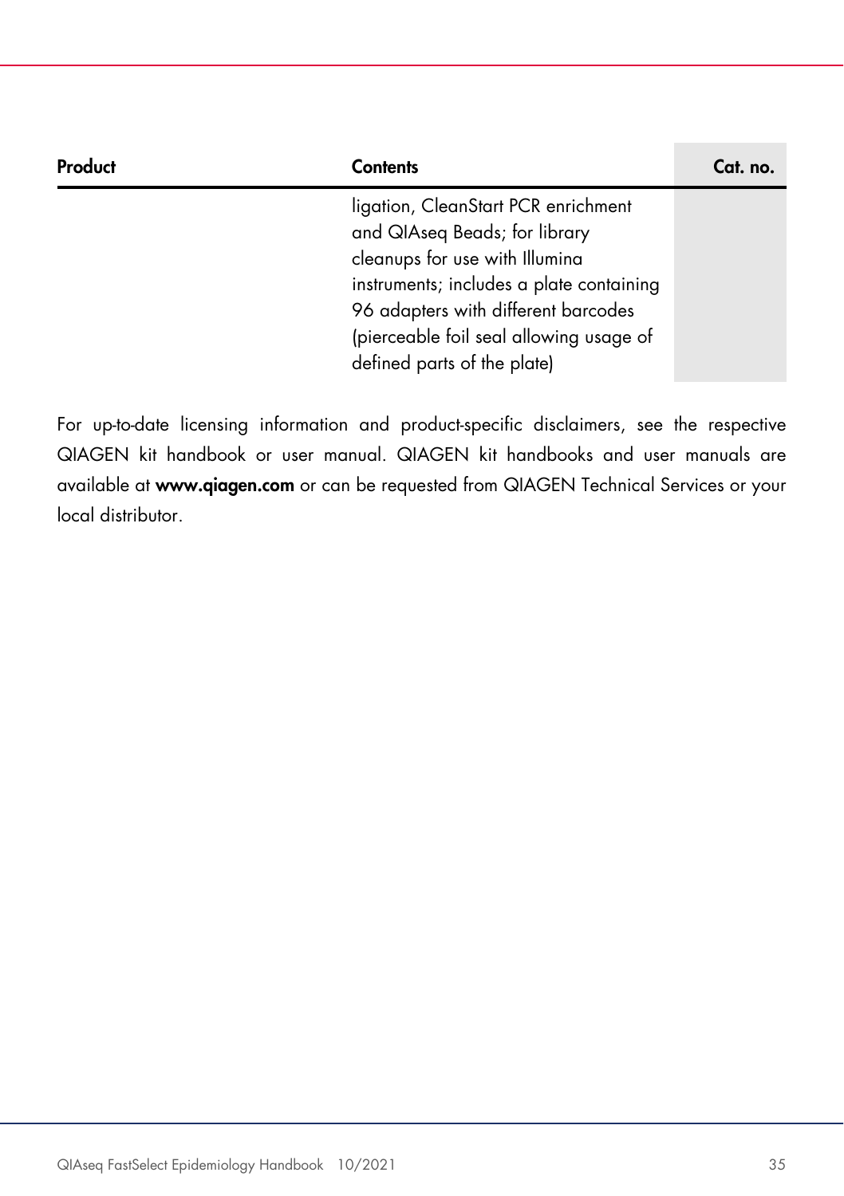| Product | Contents | Cat. no. |
|---|---|---|
| | ligation, CleanStart PCR enrichment and QIAseq Beads; for library cleanups for use with Illumina instruments; includes a plate containing 96 adapters with different barcodes (pierceable foil seal allowing usage of defined parts of the plate) | |

For up-to-date licensing information and product-specific disclaimers, see the respective QIAGEN kit handbook or user manual. QIAGEN kit handbooks and user manuals are available at **www.qiagen.com** or can be requested from QIAGEN Technical Services or your local distributor.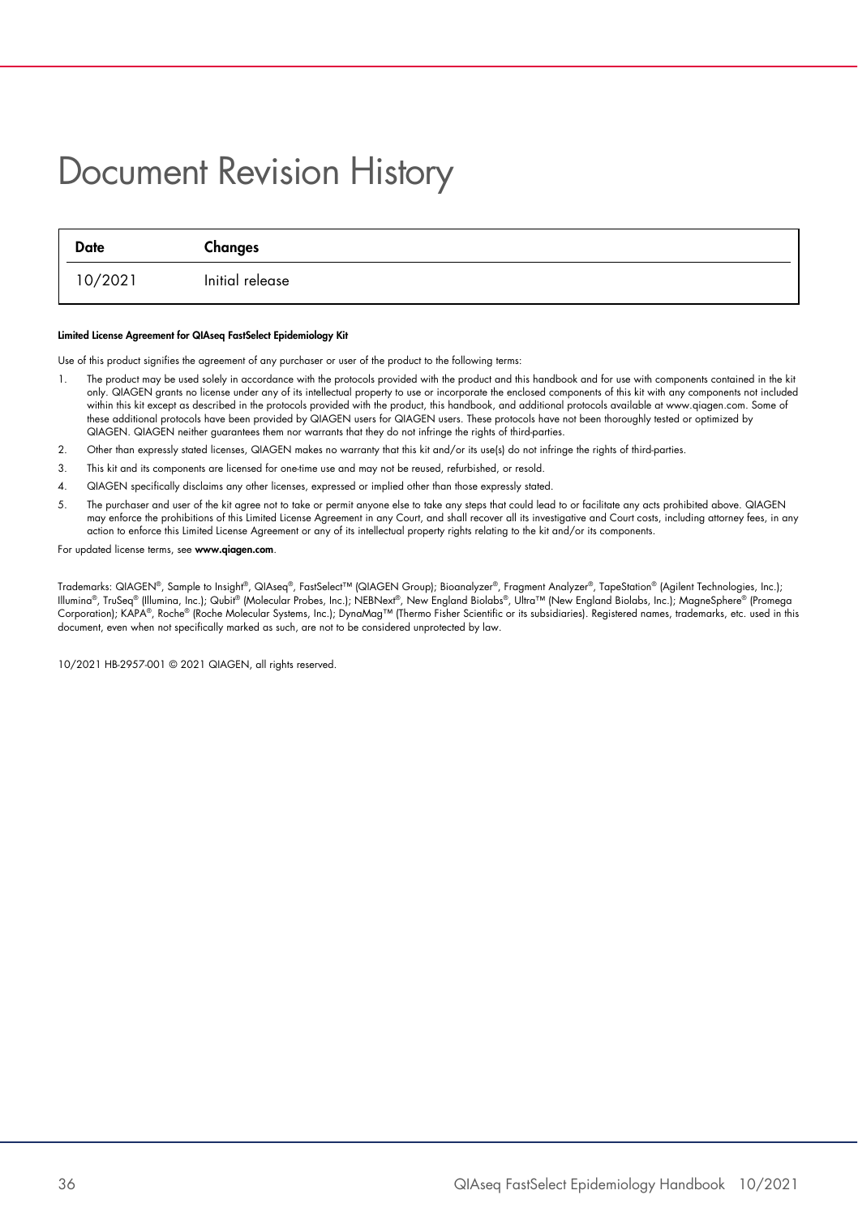# Document Revision History

| Date | Changes |
| --- | --- |
| 10/2021 | Initial release |

**Limited License Agreement for QIAseq FastSelect Epidemiology Kit**

Use of this product signifies the agreement of any purchaser or user of the product to the following terms:

1. The product may be used solely in accordance with the protocols provided with the product and this handbook and for use with components contained in the kit only. QIAGEN grants no license under any of its intellectual property to use or incorporate the enclosed components of this kit with any components not included within this kit except as described in the protocols provided with the product, this handbook, and additional protocols available at www.qiagen.com. Some of these additional protocols have been provided by QIAGEN users for QIAGEN users. These protocols have not been thoroughly tested or optimized by QIAGEN. QIAGEN neither guarantees them nor warrants that they do not infringe the rights of third-parties.
2. Other than expressly stated licenses, QIAGEN makes no warranty that this kit and/or its use(s) do not infringe the rights of third-parties.
3. This kit and its components are licensed for one-time use and may not be reused, refurbished, or resold.
4. QIAGEN specifically disclaims any other licenses, expressed or implied other than those expressly stated.
5. The purchaser and user of the kit agree not to take or permit anyone else to take any steps that could lead to or facilitate any acts prohibited above. QIAGEN may enforce the prohibitions of this Limited License Agreement in any Court, and shall recover all its investigative and Court costs, including attorney fees, in any action to enforce this Limited License Agreement or any of its intellectual property rights relating to the kit and/or its components.

For updated license terms, see **www.qiagen.com**.

Trademarks: QIAGEN®, Sample to Insight®, QIAseq®, FastSelect™ (QIAGEN Group); Bioanalyzer®, Fragment Analyzer®, TapeStation® (Agilent Technologies, Inc.); Illumina®, TruSeq® (Illumina, Inc.); Qubit® (Molecular Probes, Inc.); NEBNext®, New England Biolabs®, Ultra™ (New England Biolabs, Inc.); MagneSphere® (Promega Corporation); KAPA®, Roche® (Roche Molecular Systems, Inc.); DynaMag™ (Thermo Fisher Scientific or its subsidiaries). Registered names, trademarks, etc. used in this document, even when not specifically marked as such, are not to be considered unprotected by law.

10/2021 HB-2957-001 © 2021 QIAGEN, all rights reserved.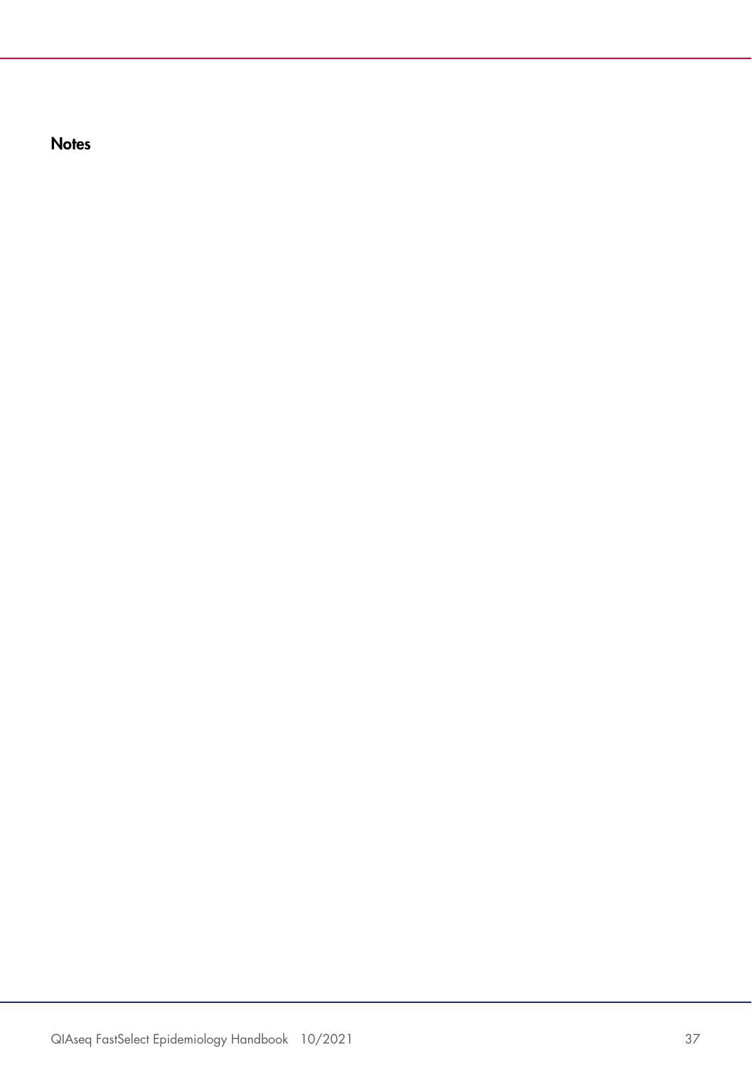# Notes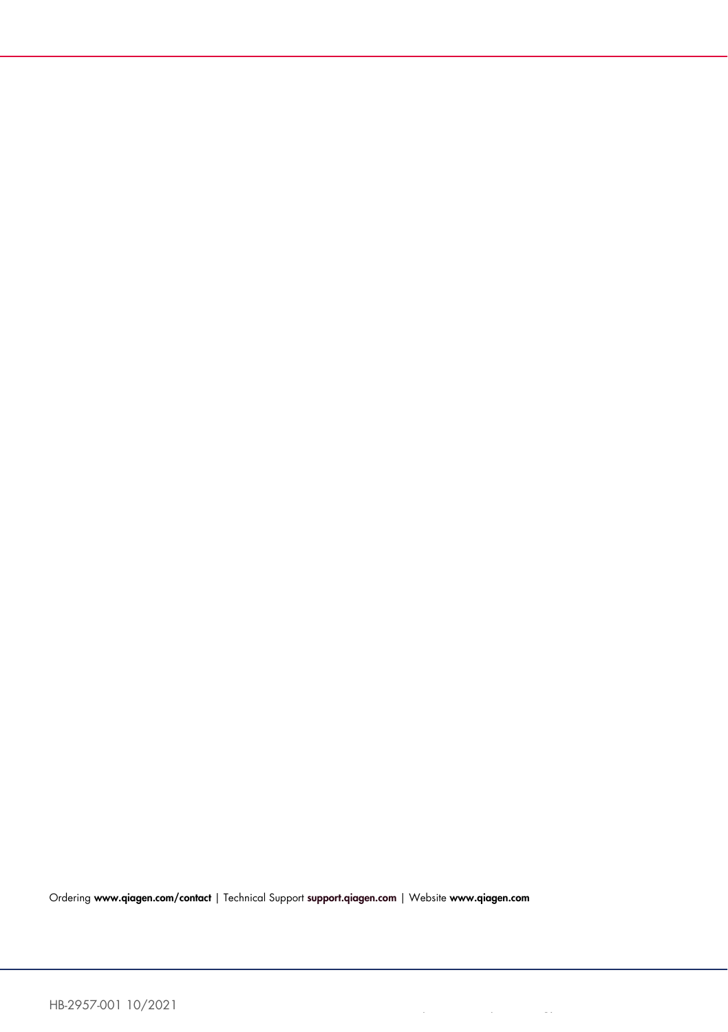Ordering **www.qiagen.com/contact** | Technical Support **support.qiagen.com** | Website **www.qiagen.com**

HB-2957-001 10/2021